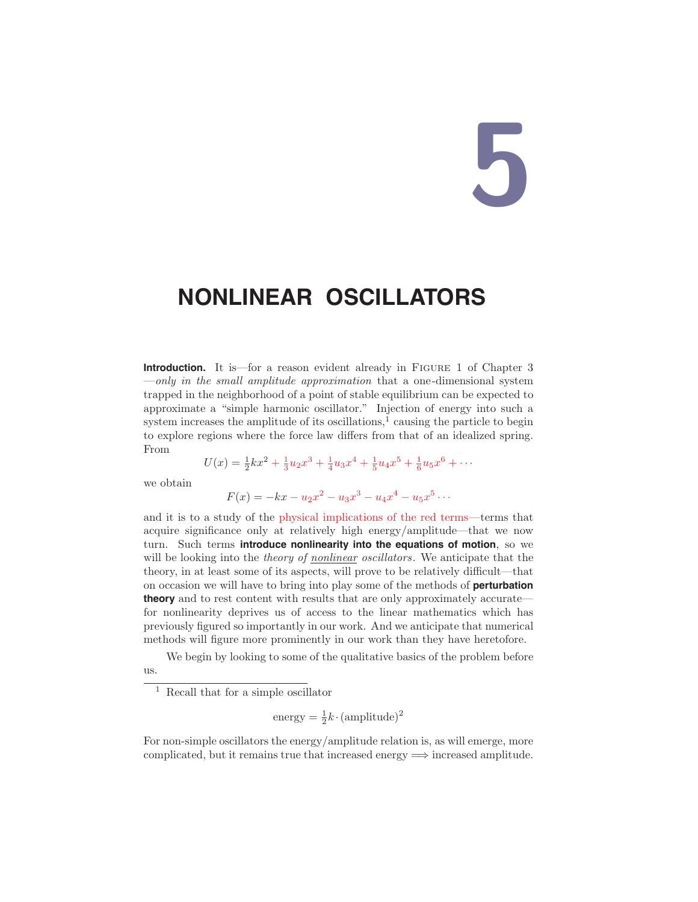# 5

# NONLINEAR OSCILLATORS

**Introduction.** It is—for a reason evident already in FIGURE 1 of Chapter 3—*only in the small amplitude approximation* that a one-dimensional system trapped in the neighborhood of a point of stable equilibrium can be expected to approximate a "simple harmonic oscillator." Injection of energy into such a system increases the amplitude of its oscillations,[1] causing the particle to begin to explore regions where the force law differs from that of an idealized spring. From

$$U(x) = \tfrac{1}{2}kx^2 + \tfrac{1}{3}u_2x^3 + \tfrac{1}{4}u_3x^4 + \tfrac{1}{5}u_4x^5 + \tfrac{1}{6}u_5x^6 + \cdots$$

we obtain

$$F(x) = -kx - u_2x^2 - u_3x^3 - u_4x^4 - u_5x^5 \cdots$$

and it is to a study of the physical implications of the red terms—terms that acquire significance only at relatively high energy/amplitude—that we now turn. Such terms **introduce nonlinearity into the equations of motion**, so we will be looking into the *theory of nonlinear oscillators*. We anticipate that the theory, in at least some of its aspects, will prove to be relatively difficult—that on occasion we will have to bring into play some of the methods of **perturbation theory** and to rest content with results that are only approximately accurate—for nonlinearity deprives us of access to the linear mathematics which has previously figured so importantly in our work. And we anticipate that numerical methods will figure more prominently in our work than they have heretofore.

We begin by looking to some of the qualitative basics of the problem before us.

---

[1] Recall that for a simple oscillator

$$\text{energy} = \tfrac{1}{2}k \cdot (\text{amplitude})^2$$

For non-simple oscillators the energy/amplitude relation is, as will emerge, more complicated, but it remains true that increased energy $\Longrightarrow$ increased amplitude.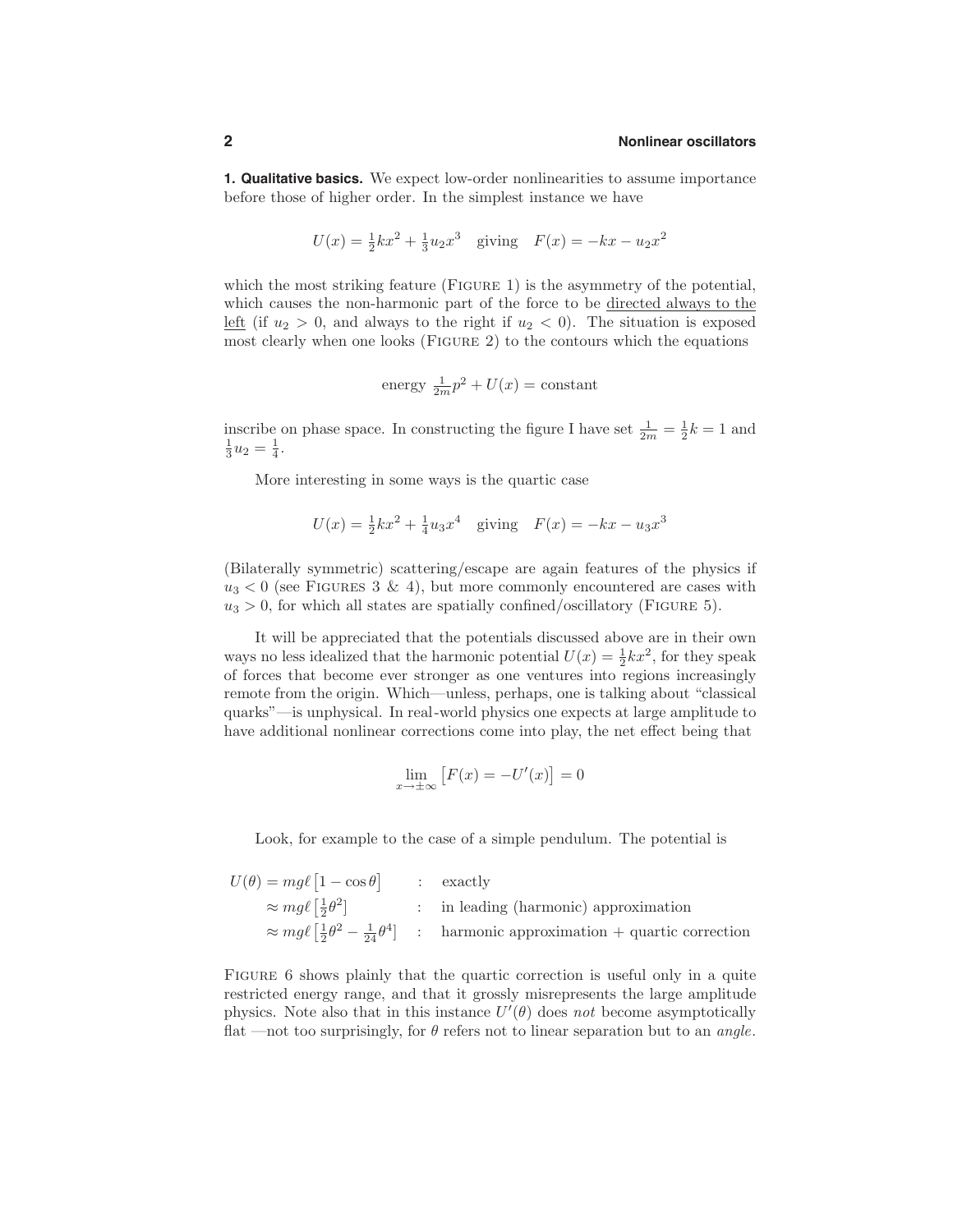**1. Qualitative basics.** We expect low-order nonlinearities to assume importance before those of higher order. In the simplest instance we have

$$U(x) = \tfrac{1}{2}kx^2 + \tfrac{1}{3}u_2x^3 \quad \text{giving} \quad F(x) = -kx - u_2x^2$$

which the most striking feature (Figure 1) is the asymmetry of the potential, which causes the non-harmonic part of the force to be directed always to the left (if $u_2 > 0$, and always to the right if $u_2 < 0$). The situation is exposed most clearly when one looks (Figure 2) to the contours which the equations

$$\text{energy } \tfrac{1}{2m}p^2 + U(x) = \text{constant}$$

inscribe on phase space. In constructing the figure I have set $\frac{1}{2m} = \frac{1}{2}k = 1$ and $\frac{1}{3}u_2 = \frac{1}{4}$.

More interesting in some ways is the quartic case

$$U(x) = \tfrac{1}{2}kx^2 + \tfrac{1}{4}u_3x^4 \quad \text{giving} \quad F(x) = -kx - u_3x^3$$

(Bilaterally symmetric) scattering/escape are again features of the physics if $u_3 < 0$ (see Figures 3 & 4), but more commonly encountered are cases with $u_3 > 0$, for which all states are spatially confined/oscillatory (Figure 5).

It will be appreciated that the potentials discussed above are in their own ways no less idealized that the harmonic potential $U(x) = \frac{1}{2}kx^2$, for they speak of forces that become ever stronger as one ventures into regions increasingly remote from the origin. Which—unless, perhaps, one is talking about "classical quarks"—is unphysical. In real-world physics one expects at large amplitude to have additional nonlinear corrections come into play, the net effect being that

$$\lim_{x\to\pm\infty}\big[F(x) = -U'(x)\big] = 0$$

Look, for example to the case of a simple pendulum. The potential is

$$\begin{aligned}
U(\theta) &= mg\ell\big[1 - \cos\theta\big] && : \quad \text{exactly}\\
&\approx mg\ell\big[\tfrac{1}{2}\theta^2\big] && : \quad \text{in leading (harmonic) approximation}\\
&\approx mg\ell\big[\tfrac{1}{2}\theta^2 - \tfrac{1}{24}\theta^4\big] && : \quad \text{harmonic approximation + quartic correction}
\end{aligned}$$

Figure 6 shows plainly that the quartic correction is useful only in a quite restricted energy range, and that it grossly misrepresents the large amplitude physics. Note also that in this instance $U'(\theta)$ does *not* become asymptotically flat —not too surprisingly, for $\theta$ refers not to linear separation but to an *angle*.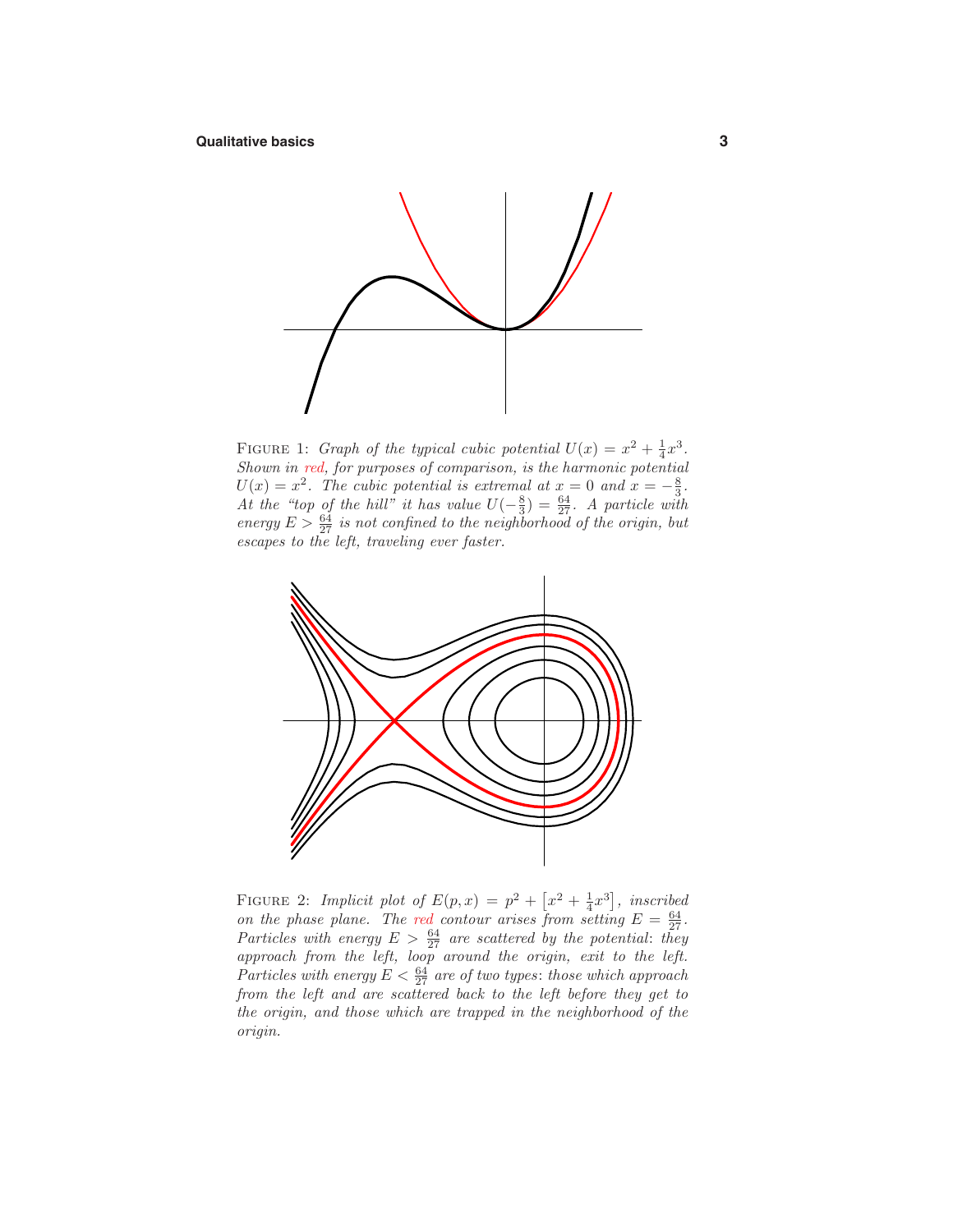FIGURE 1: *Graph of the typical cubic potential* $U(x) = x^2 + \frac{1}{4}x^3$. *Shown in red, for purposes of comparison, is the harmonic potential* $U(x) = x^2$. *The cubic potential is extremal at* $x = 0$ *and* $x = -\frac{8}{3}$. *At the "top of the hill" it has value* $U(-\frac{8}{3}) = \frac{64}{27}$. *A particle with energy* $E > \frac{64}{27}$ *is not confined to the neighborhood of the origin, but escapes to the left, traveling ever faster.*

FIGURE 2: *Implicit plot of* $E(p, x) = p^2 + \left[x^2 + \frac{1}{4}x^3\right]$, *inscribed on the phase plane. The red contour arises from setting* $E = \frac{64}{27}$. *Particles with energy* $E > \frac{64}{27}$ *are scattered by the potential: they approach from the left, loop around the origin, exit to the left. Particles with energy* $E < \frac{64}{27}$ *are of two types: those which approach from the left and are scattered back to the left before they get to the origin, and those which are trapped in the neighborhood of the origin.*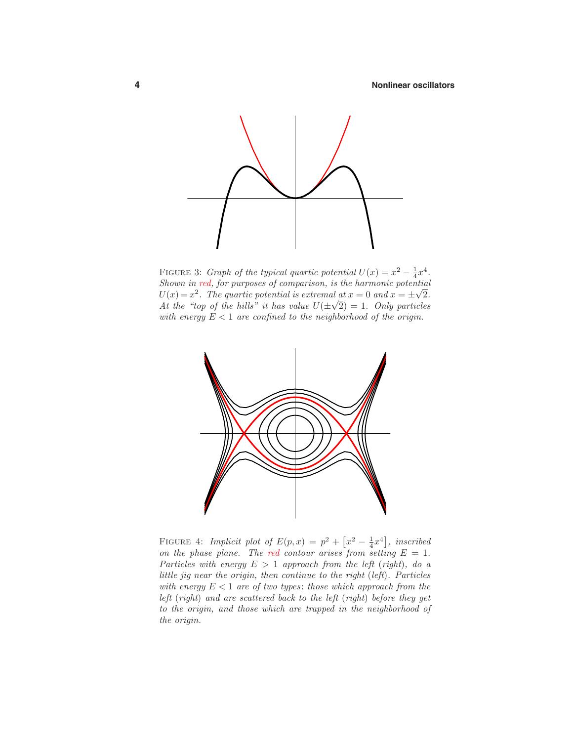FIGURE 3: *Graph of the typical quartic potential $U(x) = x^2 - \frac{1}{4}x^4$. Shown in red, for purposes of comparison, is the harmonic potential $U(x) = x^2$. The quartic potential is extremal at $x = 0$ and $x = \pm\sqrt{2}$. At the "top of the hills" it has value $U(\pm\sqrt{2}) = 1$. Only particles with energy $E < 1$ are confined to the neighborhood of the origin.*

FIGURE 4: *Implicit plot of $E(p, x) = p^2 + \left[x^2 - \frac{1}{4}x^4\right]$, inscribed on the phase plane. The red contour arises from setting $E = 1$. Particles with energy $E > 1$ approach from the left (right), do a little jig near the origin, then continue to the right (left). Particles with energy $E < 1$ are of two types: those which approach from the left (right) and are scattered back to the left (right) before they get to the origin, and those which are trapped in the neighborhood of the origin.*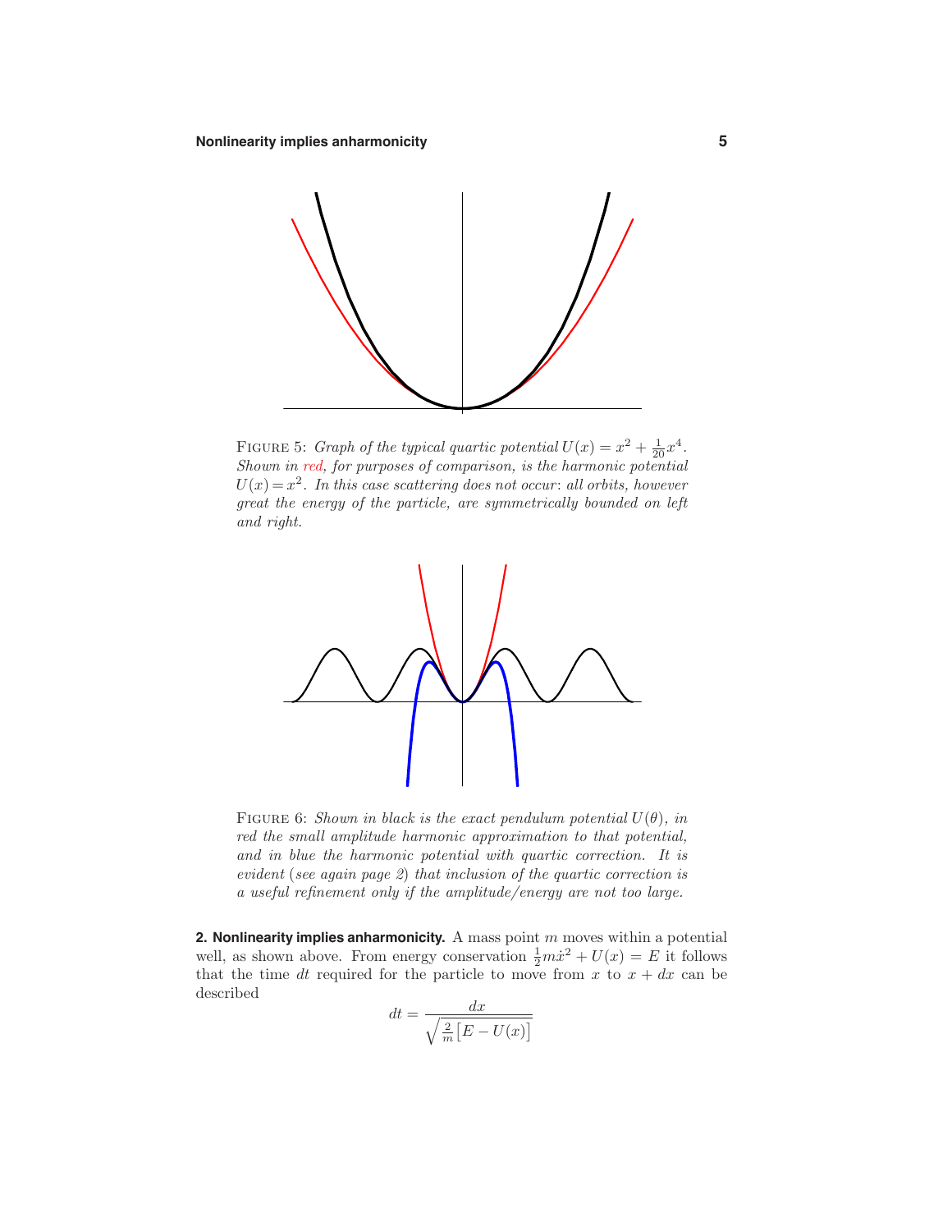FIGURE 5: *Graph of the typical quartic potential $U(x) = x^2 + \frac{1}{20}x^4$. Shown in red, for purposes of comparison, is the harmonic potential $U(x) = x^2$. In this case scattering does not occur: all orbits, however great the energy of the particle, are symmetrically bounded on left and right.*

FIGURE 6: *Shown in black is the exact pendulum potential $U(\theta)$, in red the small amplitude harmonic approximation to that potential, and in blue the harmonic potential with quartic correction. It is evident (see again page 2) that inclusion of the quartic correction is a useful refinement only if the amplitude/energy are not too large.*

**2. Nonlinearity implies anharmonicity.** A mass point $m$ moves within a potential well, as shown above. From energy conservation $\frac{1}{2}m\dot{x}^2 + U(x) = E$ it follows that the time $dt$ required for the particle to move from $x$ to $x + dx$ can be described

$$dt = \frac{dx}{\sqrt{\frac{2}{m}\big[E - U(x)\big]}}$$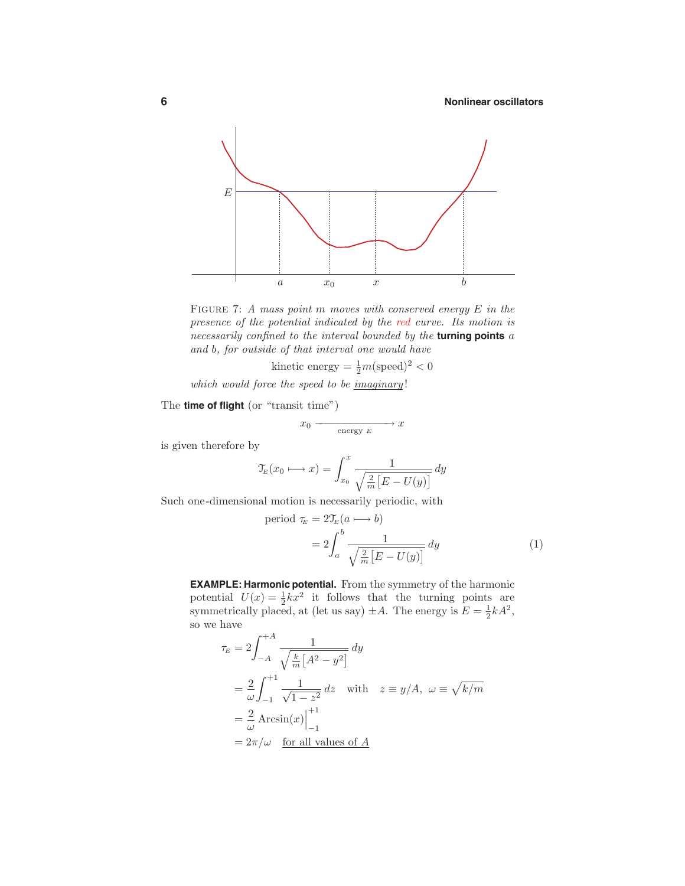FIGURE 7: *A mass point m moves with conserved energy E in the presence of the potential indicated by the red curve. Its motion is necessarily confined to the interval bounded by the* **turning points** *a and b, for outside of that interval one would have*

$$\text{kinetic energy} = \tfrac{1}{2}m(\text{speed})^2 < 0$$

*which would force the speed to be* <u>*imaginary*</u>*!*

The **time of flight** (or "transit time")

$$x_0 \xrightarrow[\text{energy } E]{} x$$

is given therefore by

$$\mathcal{T}_E(x_0 \longmapsto x) = \int_{x_0}^{x} \frac{1}{\sqrt{\frac{2}{m}\big[E - U(y)\big]}}\,dy$$

Such one-dimensional motion is necessarily periodic, with

$$\begin{aligned}
\text{period } \tau_E &= 2\mathcal{T}_E(a \longmapsto b) \\
&= 2\int_a^b \frac{1}{\sqrt{\frac{2}{m}\big[E - U(y)\big]}}\,dy
\end{aligned} \tag{1}$$

**EXAMPLE: Harmonic potential.** From the symmetry of the harmonic potential $U(x) = \frac{1}{2}kx^2$ it follows that the turning points are symmetrically placed, at (let us say) $\pm A$. The energy is $E = \frac{1}{2}kA^2$, so we have

$$\begin{aligned}
\tau_E &= 2\int_{-A}^{+A} \frac{1}{\sqrt{\frac{k}{m}\big[A^2 - y^2\big]}}\,dy \\
&= \frac{2}{\omega}\int_{-1}^{+1} \frac{1}{\sqrt{1 - z^2}}\,dz \quad \text{with} \quad z \equiv y/A,\ \omega \equiv \sqrt{k/m} \\
&= \frac{2}{\omega}\,\text{Arcsin}(x)\Big|_{-1}^{+1} \\
&= 2\pi/\omega \quad \underline{\text{for all values of } A}
\end{aligned}$$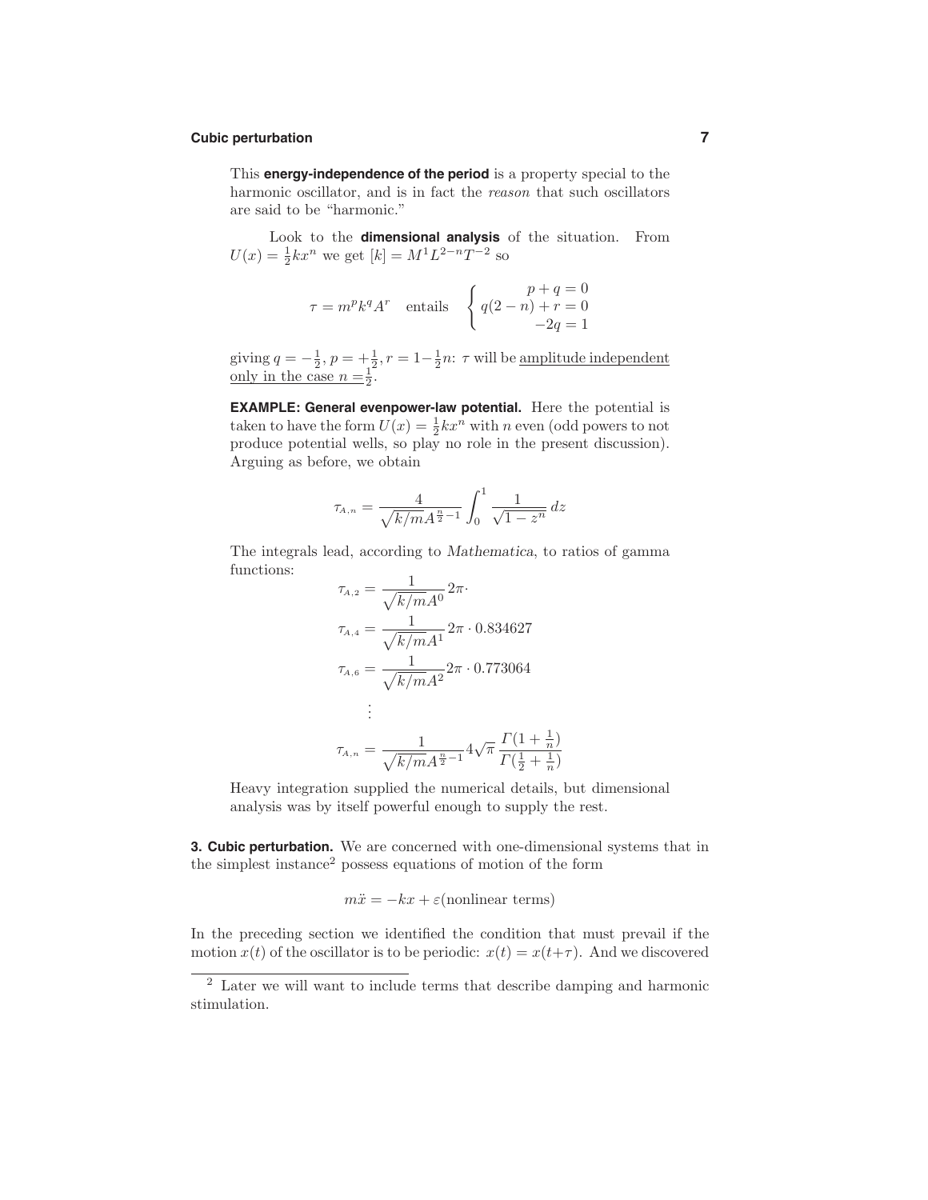This **energy-independence of the period** is a property special to the harmonic oscillator, and is in fact the *reason* that such oscillators are said to be "harmonic."

Look to the **dimensional analysis** of the situation. From $U(x) = \frac{1}{2}kx^n$ we get $[k] = M^1L^{2-n}T^{-2}$ so

$$\tau = m^p k^q A^r \quad \text{entails} \quad \begin{cases} p + q = 0 \\ q(2-n) + r = 0 \\ -2q = 1 \end{cases}$$

giving $q = -\frac{1}{2}$, $p = +\frac{1}{2}$, $r = 1 - \frac{1}{2}n$: $\tau$ will be <u>amplitude independent only in the case $n = \frac{1}{2}$</u>.

**EXAMPLE: General evenpower-law potential.** Here the potential is taken to have the form $U(x) = \frac{1}{2}kx^n$ with $n$ even (odd powers to not produce potential wells, so play no role in the present discussion). Arguing as before, we obtain

$$\tau_{A,n} = \frac{4}{\sqrt{k/m}A^{\frac{n}{2}-1}} \int_0^1 \frac{1}{\sqrt{1-z^n}}\,dz$$

The integrals lead, according to *Mathematica*, to ratios of gamma functions:

$$\begin{aligned}
\tau_{A,2} &= \frac{1}{\sqrt{k/m}A^0} 2\pi \cdot \\
\tau_{A,4} &= \frac{1}{\sqrt{k/m}A^1} 2\pi \cdot 0.834627 \\
\tau_{A,6} &= \frac{1}{\sqrt{k/m}A^2} 2\pi \cdot 0.773064 \\
&\;\;\vdots \\
\tau_{A,n} &= \frac{1}{\sqrt{k/m}A^{\frac{n}{2}-1}} 4\sqrt{\pi}\,\frac{\Gamma(1+\frac{1}{n})}{\Gamma(\frac{1}{2}+\frac{1}{n})}
\end{aligned}$$

Heavy integration supplied the numerical details, but dimensional analysis was by itself powerful enough to supply the rest.

**3. Cubic perturbation.** We are concerned with one-dimensional systems that in the simplest instance[2] possess equations of motion of the form

$$m\ddot{x} = -kx + \varepsilon(\text{nonlinear terms})$$

In the preceding section we identified the condition that must prevail if the motion $x(t)$ of the oscillator is to be periodic: $x(t) = x(t+\tau)$. And we discovered

[2] Later we will want to include terms that describe damping and harmonic stimulation.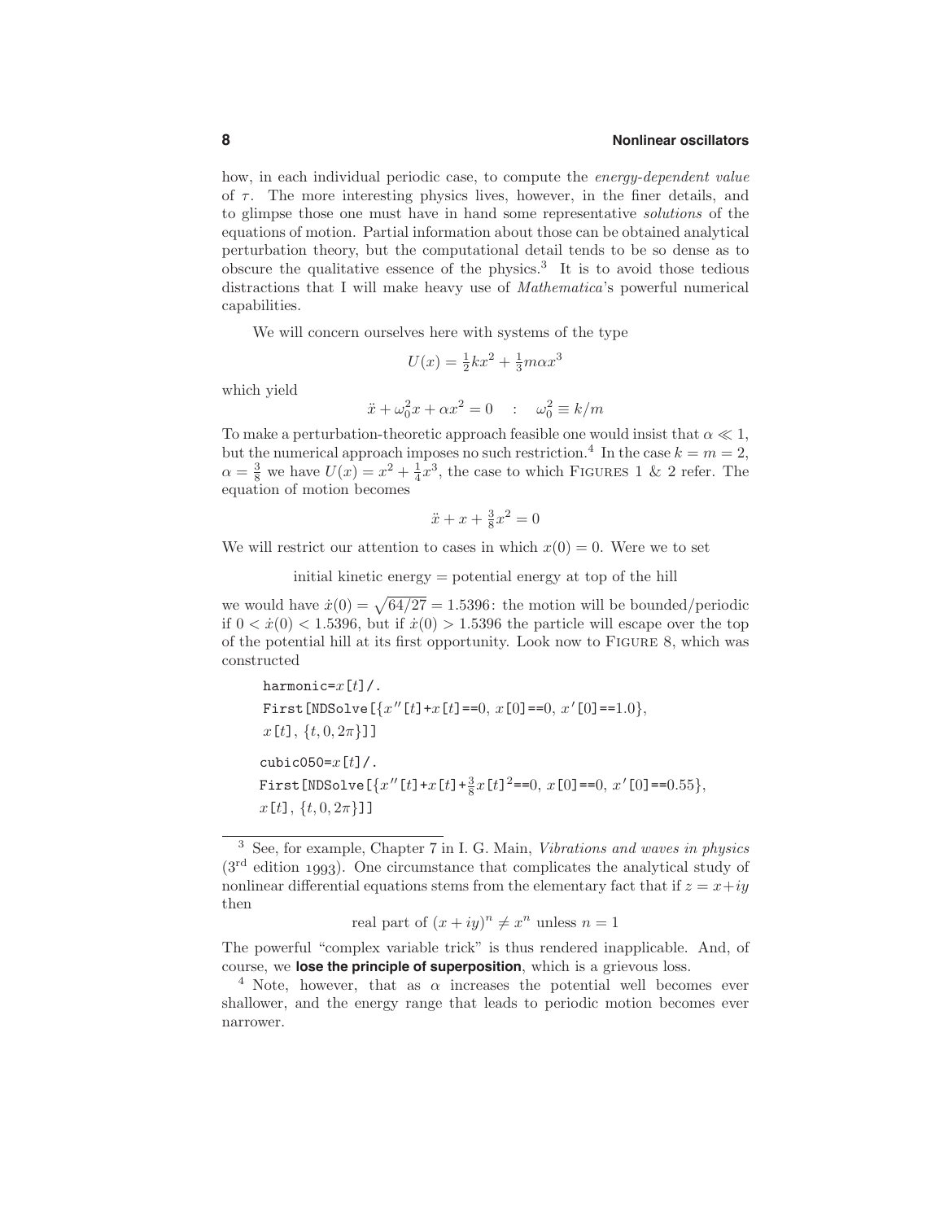how, in each individual periodic case, to compute the *energy-dependent value* of $\tau$. The more interesting physics lives, however, in the finer details, and to glimpse those one must have in hand some representative *solutions* of the equations of motion. Partial information about those can be obtained analytical perturbation theory, but the computational detail tends to be so dense as to obscure the qualitative essence of the physics.[3] It is to avoid those tedious distractions that I will make heavy use of *Mathematica*'s powerful numerical capabilities.

We will concern ourselves here with systems of the type

$$U(x) = \tfrac{1}{2}kx^2 + \tfrac{1}{3}m\alpha x^3$$

which yield

$$\ddot{x} + \omega_0^2 x + \alpha x^2 = 0 \quad : \quad \omega_0^2 \equiv k/m$$

To make a perturbation-theoretic approach feasible one would insist that $\alpha \ll 1$, but the numerical approach imposes no such restriction.[4] In the case $k = m = 2$, $\alpha = \frac{3}{8}$ we have $U(x) = x^2 + \frac{1}{4}x^3$, the case to which FIGURES 1 & 2 refer. The equation of motion becomes

$$\ddot{x} + x + \tfrac{3}{8}x^2 = 0$$

We will restrict our attention to cases in which $x(0) = 0$. Were we to set

initial kinetic energy = potential energy at top of the hill

we would have $\dot{x}(0) = \sqrt{64/27} = 1.5396$: the motion will be bounded/periodic if $0 < \dot{x}(0) < 1.5396$, but if $\dot{x}(0) > 1.5396$ the particle will escape over the top of the potential hill at its first opportunity. Look now to FIGURE 8, which was constructed

```
harmonic=x[t]/.
First[NDSolve[{x''[t]+x[t]==0, x[0]==0, x'[0]==1.0},
x[t], {t,0,2π}]]

cubic050=x[t]/.
First[NDSolve[{x''[t]+x[t]+3/8 x[t]^2==0, x[0]==0, x'[0]==0.55},
x[t], {t,0,2π}]]
```

---

[3] See, for example, Chapter 7 in I. G. Main, *Vibrations and waves in physics* (3rd edition 1993). One circumstance that complicates the analytical study of nonlinear differential equations stems from the elementary fact that if $z = x + iy$ then

$$\text{real part of } (x+iy)^n \neq x^n \text{ unless } n = 1$$

The powerful "complex variable trick" is thus rendered inapplicable. And, of course, we **lose the principle of superposition**, which is a grievous loss.

[4] Note, however, that as $\alpha$ increases the potential well becomes ever shallower, and the energy range that leads to periodic motion becomes ever narrower.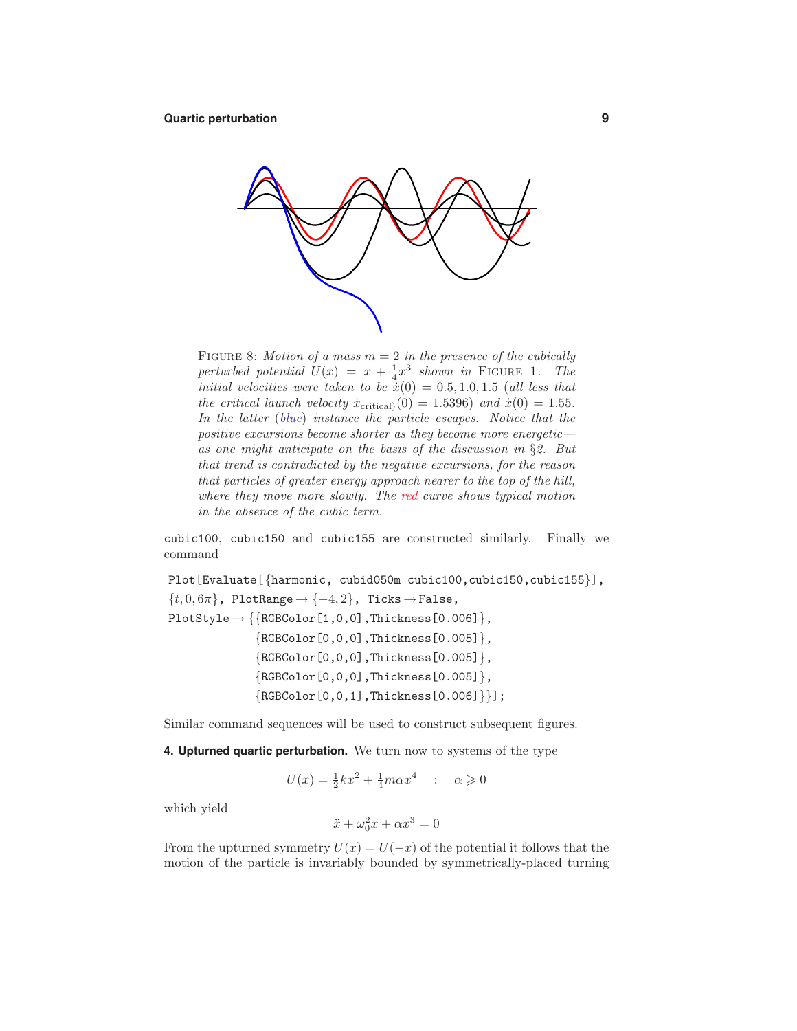FIGURE 8: *Motion of a mass $m = 2$ in the presence of the cubically perturbed potential $U(x) = x + \frac{1}{4}x^3$ shown in* FIGURE 1. *The initial velocities were taken to be $\dot{x}(0) = 0.5, 1.0, 1.5$ (all less that the critical launch velocity $\dot{x}_{\text{critical})}(0) = 1.5396$) and $\dot{x}(0) = 1.55$. In the latter (blue) instance the particle escapes. Notice that the positive excursions become shorter as they become more energetic—as one might anticipate on the basis of the discussion in §2. But that trend is contradicted by the negative excursions, for the reason that particles of greater energy approach nearer to the top of the hill, where they move more slowly. The red curve shows typical motion in the absence of the cubic term.*

cubic100, cubic150 and cubic155 are constructed similarly. Finally we command

```
Plot[Evaluate[{harmonic, cubid050m cubic100,cubic150,cubic155}],
{t,0,6π}, PlotRange→{-4,2}, Ticks→False,
PlotStyle→{{RGBColor[1,0,0],Thickness[0.006]},
           {RGBColor[0,0,0],Thickness[0.005]},
           {RGBColor[0,0,0],Thickness[0.005]},
           {RGBColor[0,0,0],Thickness[0.005]},
           {RGBColor[0,0,1],Thickness[0.006]}}];
```

Similar command sequences will be used to construct subsequent figures.

**4. Upturned quartic perturbation.** We turn now to systems of the type

$$U(x) = \tfrac{1}{2}kx^2 + \tfrac{1}{4}m\alpha x^4 \quad : \quad \alpha \geqslant 0$$

which yield

$$\ddot{x} + \omega_0^2 x + \alpha x^3 = 0$$

From the upturned symmetry $U(x) = U(-x)$ of the potential it follows that the motion of the particle is invariably bounded by symmetrically-placed turning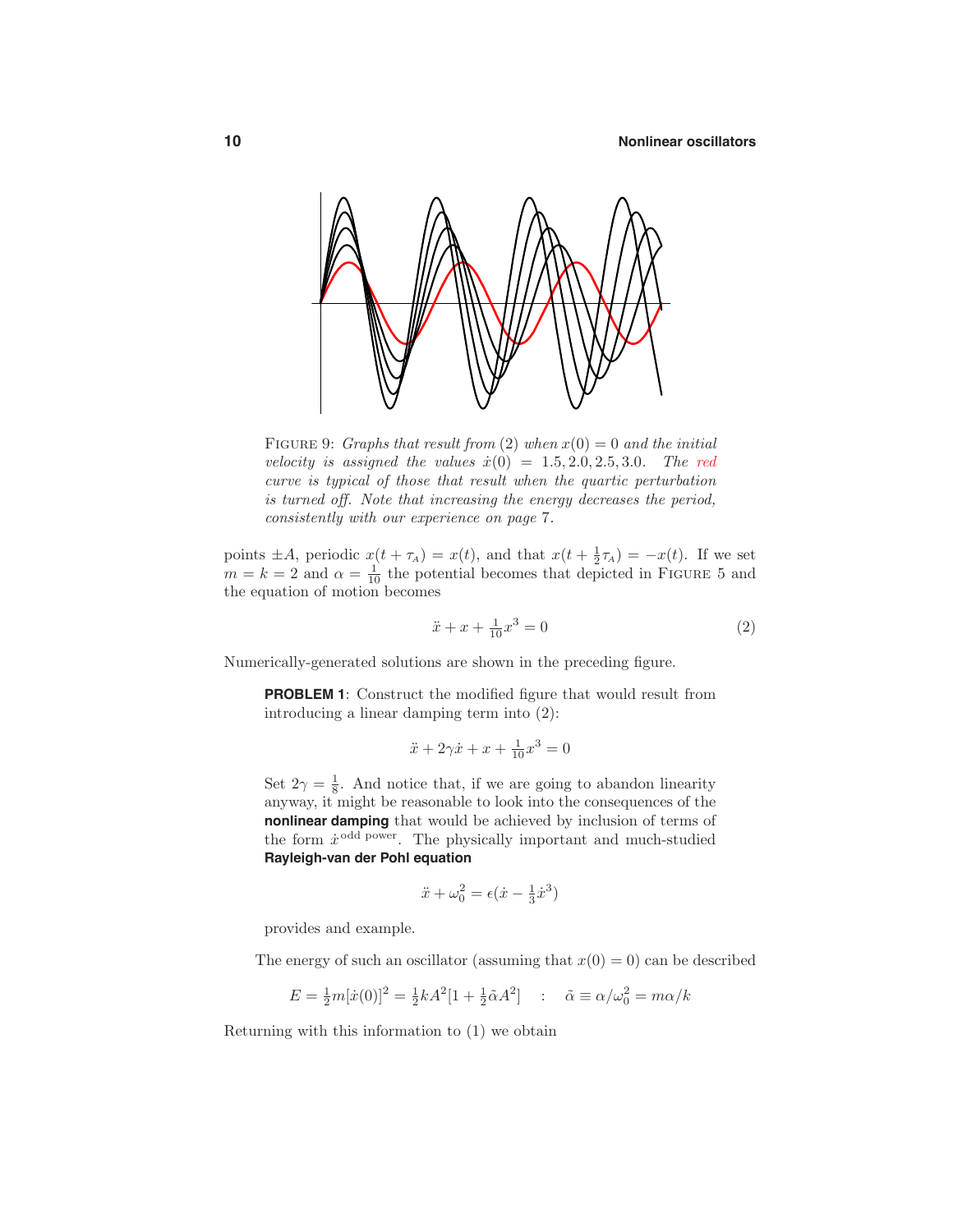FIGURE 9: *Graphs that result from* (2) *when* $x(0) = 0$ *and the initial velocity is assigned the values* $\dot{x}(0) = 1.5, 2.0, 2.5, 3.0$. *The red curve is typical of those that result when the quartic perturbation is turned off. Note that increasing the energy decreases the period, consistently with our experience on page* 7.

points $\pm A$, periodic $x(t + \tau_A) = x(t)$, and that $x(t + \frac{1}{2}\tau_A) = -x(t)$. If we set $m = k = 2$ and $\alpha = \frac{1}{10}$ the potential becomes that depicted in FIGURE 5 and the equation of motion becomes

$$\ddot{x} + x + \tfrac{1}{10}x^3 = 0 \tag{2}$$

Numerically-generated solutions are shown in the preceding figure.

> **PROBLEM 1**: Construct the modified figure that would result from introducing a linear damping term into (2):
>
> $$\ddot{x} + 2\gamma\dot{x} + x + \tfrac{1}{10}x^3 = 0$$
>
> Set $2\gamma = \frac{1}{8}$. And notice that, if we are going to abandon linearity anyway, it might be reasonable to look into the consequences of the **nonlinear damping** that would be achieved by inclusion of terms of the form $\dot{x}^{\,\text{odd power}}$. The physically important and much-studied **Rayleigh-van der Pohl equation**
>
> $$\ddot{x} + \omega_0^2 = \epsilon(\dot{x} - \tfrac{1}{3}\dot{x}^3)$$
>
> provides and example.

The energy of such an oscillator (assuming that $x(0) = 0$) can be described

$$E = \tfrac{1}{2}m[\dot{x}(0)]^2 = \tfrac{1}{2}kA^2[1 + \tfrac{1}{2}\tilde{\alpha}A^2] \quad : \quad \tilde{\alpha} \equiv \alpha/\omega_0^2 = m\alpha/k$$

Returning with this information to (1) we obtain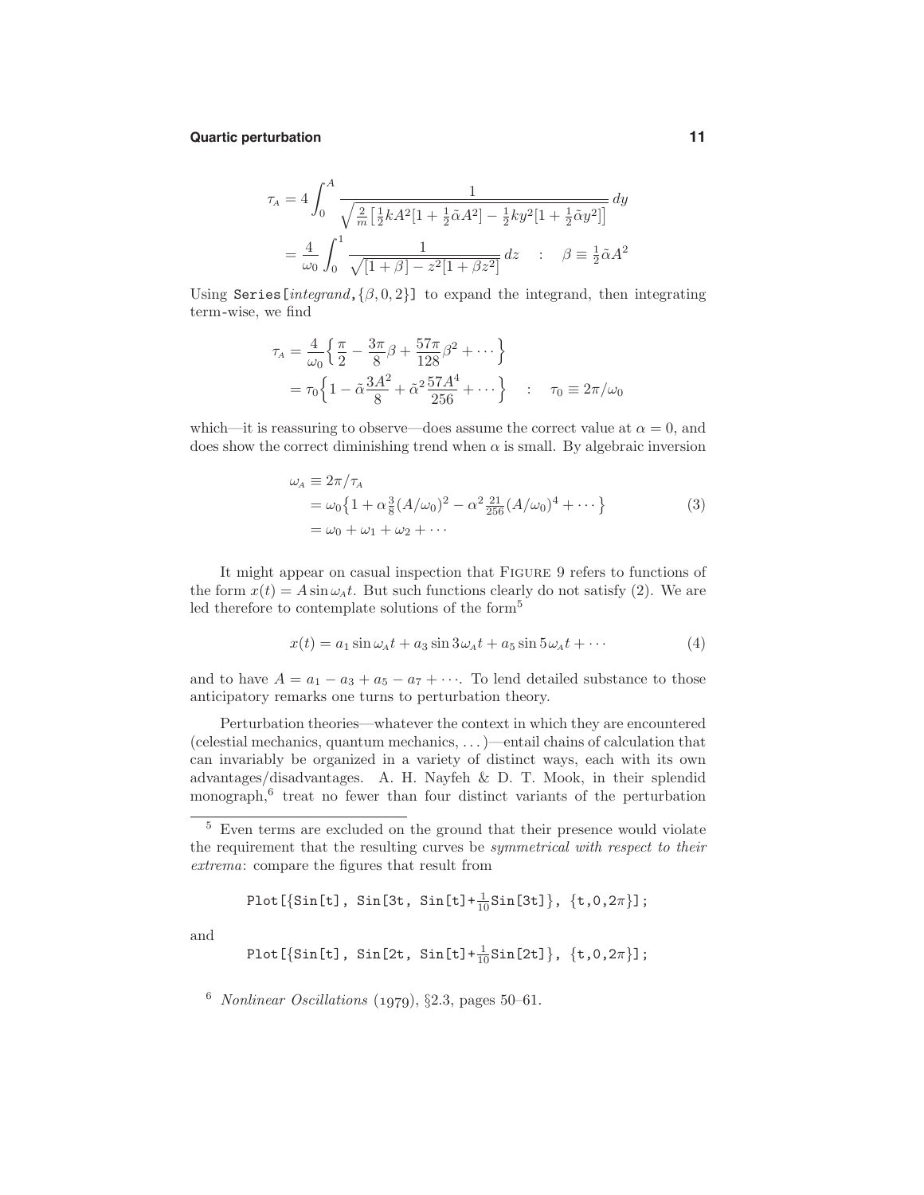$$
\begin{aligned}
\tau_{\scriptscriptstyle A} &= 4\int_0^A \frac{1}{\sqrt{\frac{2}{m}\big[\frac{1}{2}kA^2[1+\frac{1}{2}\tilde{\alpha}A^2] - \frac{1}{2}ky^2[1+\frac{1}{2}\tilde{\alpha}y^2]\big]}}\,dy \\
&= \frac{4}{\omega_0}\int_0^1 \frac{1}{\sqrt{[1+\beta] - z^2[1+\beta z^2]}}\,dz \quad : \quad \beta \equiv \tfrac{1}{2}\tilde{\alpha}A^2
\end{aligned}
$$

Using `Series[`*integrand*`,{`$\beta$`,0,2}]` to expand the integrand, then integrating term-wise, we find

$$
\begin{aligned}
\tau_{\scriptscriptstyle A} &= \frac{4}{\omega_0}\Big\{\frac{\pi}{2} - \frac{3\pi}{8}\beta + \frac{57\pi}{128}\beta^2 + \cdots\Big\} \\
&= \tau_0\Big\{1 - \tilde{\alpha}\frac{3A^2}{8} + \tilde{\alpha}^2\frac{57A^4}{256} + \cdots\Big\} \quad : \quad \tau_0 \equiv 2\pi/\omega_0
\end{aligned}
$$

which—it is reassuring to observe—does assume the correct value at $\alpha = 0$, and does show the correct diminishing trend when $\alpha$ is small. By algebraic inversion

$$
\begin{aligned}
\omega_{\scriptscriptstyle A} &\equiv 2\pi/\tau_{\scriptscriptstyle A} \\
&= \omega_0\big\{1 + \alpha\tfrac{3}{8}(A/\omega_0)^2 - \alpha^2\tfrac{21}{256}(A/\omega_0)^4 + \cdots\big\} \\
&= \omega_0 + \omega_1 + \omega_2 + \cdots
\end{aligned} \tag{3}
$$

It might appear on casual inspection that Figure 9 refers to functions of the form $x(t) = A\sin\omega_{\scriptscriptstyle A}t$. But such functions clearly do not satisfy (2). We are led therefore to contemplate solutions of the form[5]

$$
x(t) = a_1\sin\omega_{\scriptscriptstyle A}t + a_3\sin 3\omega_{\scriptscriptstyle A}t + a_5\sin 5\omega_{\scriptscriptstyle A}t + \cdots \tag{4}
$$

and to have $A = a_1 - a_3 + a_5 - a_7 + \cdots$. To lend detailed substance to those anticipatory remarks one turns to perturbation theory.

Perturbation theories—whatever the context in which they are encountered (celestial mechanics, quantum mechanics, ...)—entail chains of calculation that can invariably be organized in a variety of distinct ways, each with its own advantages/disadvantages. A. H. Nayfeh & D. T. Mook, in their splendid monograph,[6] treat no fewer than four distinct variants of the perturbation

---

[5] Even terms are excluded on the ground that their presence would violate the requirement that the resulting curves be *symmetrical with respect to their extrema*: compare the figures that result from

```
Plot[{Sin[t], Sin[3t, Sin[t]+1/10Sin[3t]}, {t,0,2π}];
```

and

```
Plot[{Sin[t], Sin[2t, Sin[t]+1/10Sin[2t]}, {t,0,2π}];
```

[6] *Nonlinear Oscillations* (1979), §2.3, pages 50–61.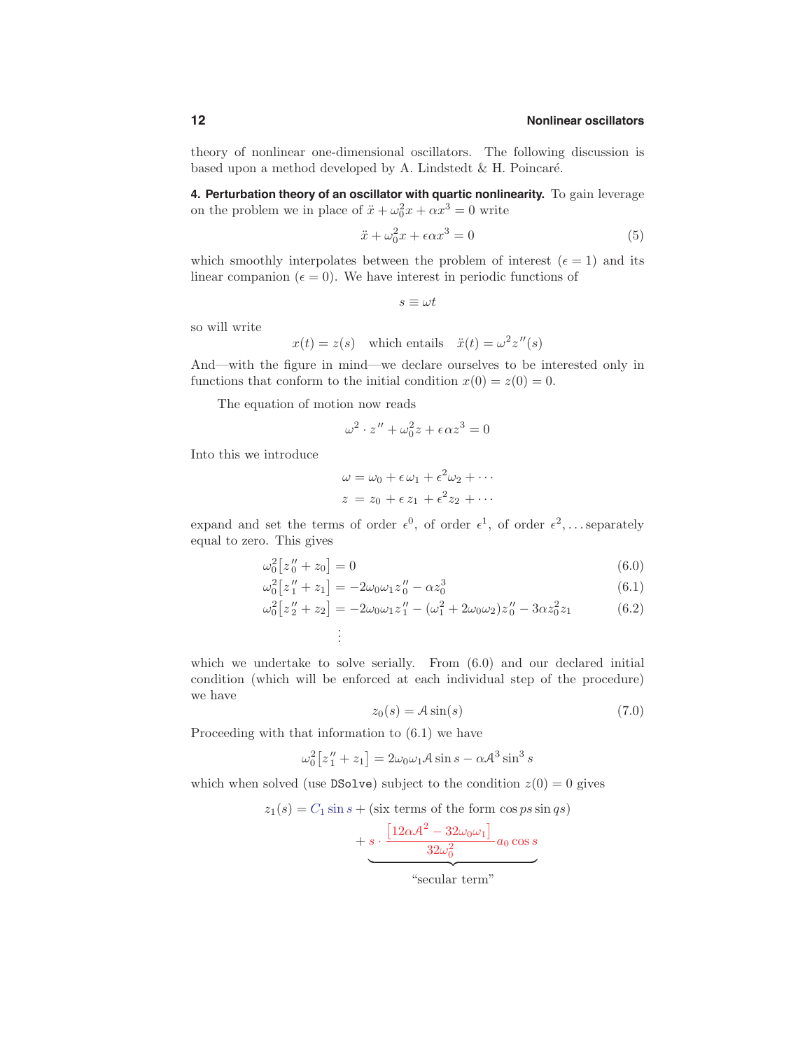theory of nonlinear one-dimensional oscillators. The following discussion is based upon a method developed by A. Lindstedt & H. Poincaré.

**4. Perturbation theory of an oscillator with quartic nonlinearity.** To gain leverage on the problem we in place of $\ddot{x} + \omega_0^2 x + \alpha x^3 = 0$ write

$$\ddot{x} + \omega_0^2 x + \epsilon\alpha x^3 = 0 \tag{5}$$

which smoothly interpolates between the problem of interest ($\epsilon = 1$) and its linear companion ($\epsilon = 0$). We have interest in periodic functions of

$$s \equiv \omega t$$

so will write

$$x(t) = z(s) \quad \text{which entails} \quad \ddot{x}(t) = \omega^2 z''(s)$$

And—with the figure in mind—we declare ourselves to be interested only in functions that conform to the initial condition $x(0) = z(0) = 0$.

The equation of motion now reads

$$\omega^2 \cdot z'' + \omega_0^2 z + \epsilon\alpha z^3 = 0$$

Into this we introduce

$$\begin{aligned}
\omega &= \omega_0 + \epsilon\,\omega_1 + \epsilon^2\omega_2 + \cdots \\
z &= z_0 + \epsilon\, z_1 + \epsilon^2 z_2 + \cdots
\end{aligned}$$

expand and set the terms of order $\epsilon^0$, of order $\epsilon^1$, of order $\epsilon^2, \ldots$ separately equal to zero. This gives

$$\omega_0^2\big[z_0'' + z_0\big] = 0 \tag{6.0}$$

$$\omega_0^2\big[z_1'' + z_1\big] = -2\omega_0\omega_1 z_0'' - \alpha z_0^3 \tag{6.1}$$

$$\omega_0^2\big[z_2'' + z_2\big] = -2\omega_0\omega_1 z_1'' - (\omega_1^2 + 2\omega_0\omega_2)z_0'' - 3\alpha z_0^2 z_1 \tag{6.2}$$

$$\vdots$$

which we undertake to solve serially. From (6.0) and our declared initial condition (which will be enforced at each individual step of the procedure) we have

$$z_0(s) = \mathcal{A}\sin(s) \tag{7.0}$$

Proceeding with that information to (6.1) we have

$$\omega_0^2\big[z_1'' + z_1\big] = 2\omega_0\omega_1\mathcal{A}\sin s - \alpha\mathcal{A}^3\sin^3 s$$

which when solved (use `DSolve`) subject to the condition $z(0) = 0$ gives

$$z_1(s) = C_1\sin s + (\text{six terms of the form } \cos ps\sin qs) + \underbrace{s\cdot\frac{\big[12\alpha\mathcal{A}^2 - 32\omega_0\omega_1\big]}{32\omega_0^2}a_0\cos s}_{\text{“secular term”}}$$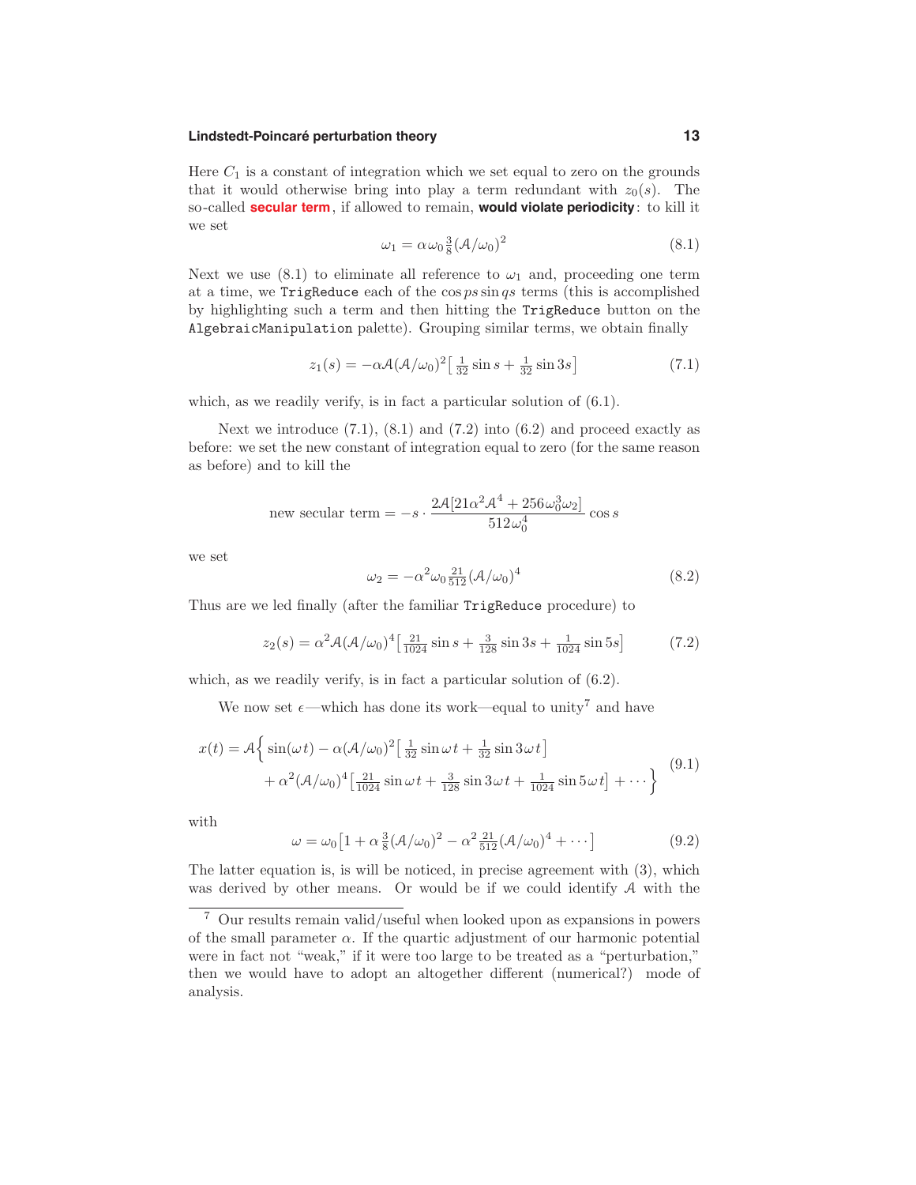Here $C_1$ is a constant of integration which we set equal to zero on the grounds that it would otherwise bring into play a term redundant with $z_0(s)$. The so-called **secular term**, if allowed to remain, **would violate periodicity**: to kill it we set

$$\omega_1 = \alpha\,\omega_0\tfrac{3}{8}(\mathcal{A}/\omega_0)^2 \tag{8.1}$$

Next we use (8.1) to eliminate all reference to $\omega_1$ and, proceeding one term at a time, we `TrigReduce` each of the $\cos ps \sin qs$ terms (this is accomplished by highlighting such a term and then hitting the `TrigReduce` button on the `AlgebraicManipulation` palette). Grouping similar terms, we obtain finally

$$z_1(s) = -\alpha\mathcal{A}(\mathcal{A}/\omega_0)^2\big[\tfrac{1}{32}\sin s + \tfrac{1}{32}\sin 3s\big] \tag{7.1}$$

which, as we readily verify, is in fact a particular solution of (6.1).

Next we introduce (7.1), (8.1) and (7.2) into (6.2) and proceed exactly as before: we set the new constant of integration equal to zero (for the same reason as before) and to kill the

$$\text{new secular term} = -s\cdot\frac{2\mathcal{A}[21\alpha^2\mathcal{A}^4 + 256\omega_0^3\omega_2]}{512\omega_0^4}\cos s$$

we set

$$\omega_2 = -\alpha^2\omega_0\tfrac{21}{512}(\mathcal{A}/\omega_0)^4 \tag{8.2}$$

Thus are we led finally (after the familiar `TrigReduce` procedure) to

$$z_2(s) = \alpha^2\mathcal{A}(\mathcal{A}/\omega_0)^4\big[\tfrac{21}{1024}\sin s + \tfrac{3}{128}\sin 3s + \tfrac{1}{1024}\sin 5s\big] \tag{7.2}$$

which, as we readily verify, is in fact a particular solution of (6.2).

We now set $\epsilon$—which has done its work—equal to unity[7] and have

$$\begin{aligned} x(t) = \mathcal{A}\Big\{ &\sin(\omega t) - \alpha(\mathcal{A}/\omega_0)^2\big[\tfrac{1}{32}\sin\omega t + \tfrac{1}{32}\sin 3\omega t\big] \\ &+ \alpha^2(\mathcal{A}/\omega_0)^4\big[\tfrac{21}{1024}\sin\omega t + \tfrac{3}{128}\sin 3\omega t + \tfrac{1}{1024}\sin 5\omega t\big] + \cdots\Big\} \end{aligned} \tag{9.1}$$

with

$$\omega = \omega_0\big[1 + \alpha\,\tfrac{3}{8}(\mathcal{A}/\omega_0)^2 - \alpha^2\,\tfrac{21}{512}(\mathcal{A}/\omega_0)^4 + \cdots\big] \tag{9.2}$$

The latter equation is, is will be noticed, in precise agreement with (3), which was derived by other means. Or would be if we could identify $\mathcal{A}$ with the

---

[7] Our results remain valid/useful when looked upon as expansions in powers of the small parameter $\alpha$. If the quartic adjustment of our harmonic potential were in fact not "weak," if it were too large to be treated as a "perturbation," then we would have to adopt an altogether different (numerical?) mode of analysis.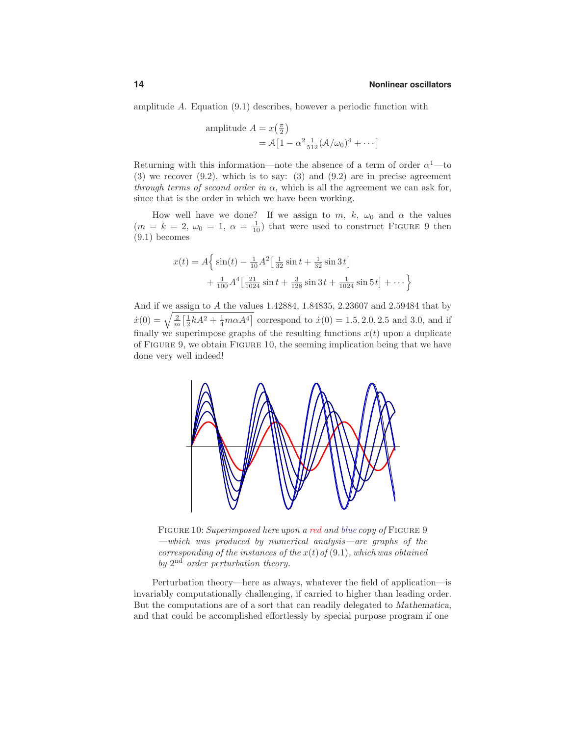amplitude $A$. Equation (9.1) describes, however a periodic function with

$$\begin{aligned}\text{amplitude } A &= x\left(\tfrac{\pi}{2}\right)\\ &= \mathcal{A}\left[1 - \alpha^2 \tfrac{1}{512}(\mathcal{A}/\omega_0)^4 + \cdots\right]\end{aligned}$$

Returning with this information—note the absence of a term of order $\alpha^1$—to (3) we recover (9.2), which is to say: (3) and (9.2) are in precise agreement *through terms of second order in* $\alpha$, which is all the agreement we can ask for, since that is the order in which we have been working.

How well have we done? If we assign to $m$, $k$, $\omega_0$ and $\alpha$ the values ($m = k = 2$, $\omega_0 = 1$, $\alpha = \frac{1}{10}$) that were used to construct FIGURE 9 then (9.1) becomes

$$\begin{aligned}x(t) = A\Big\{ &\sin(t) - \tfrac{1}{10}A^2\left[\tfrac{1}{32}\sin t + \tfrac{1}{32}\sin 3t\right]\\ &+ \tfrac{1}{100}A^4\left[\tfrac{21}{1024}\sin t + \tfrac{3}{128}\sin 3t + \tfrac{1}{1024}\sin 5t\right] + \cdots\Big\}\end{aligned}$$

And if we assign to $A$ the values 1.42884, 1.84835, 2.23607 and 2.59484 that by $\dot{x}(0) = \sqrt{\frac{2}{m}\left[\frac{1}{2}kA^2 + \frac{1}{4}m\alpha A^4\right]}$ correspond to $\dot{x}(0) = 1.5, 2.0, 2.5$ and $3.0$, and if finally we superimpose graphs of the resulting functions $x(t)$ upon a duplicate of FIGURE 9, we obtain FIGURE 10, the seeming implication being that we have done very well indeed!

FIGURE 10: *Superimposed here upon a red and blue copy of* FIGURE 9 *—which was produced by numerical analysis—are graphs of the corresponding of the instances of the* $x(t)$ *of* (9.1)*, which was obtained by* $2^{\text{nd}}$ *order perturbation theory.*

Perturbation theory—here as always, whatever the field of application—is invariably computationally challenging, if carried to higher than leading order. But the computations are of a sort that can readily delegated to *Mathematica*, and that could be accomplished effortlessly by special purpose program if one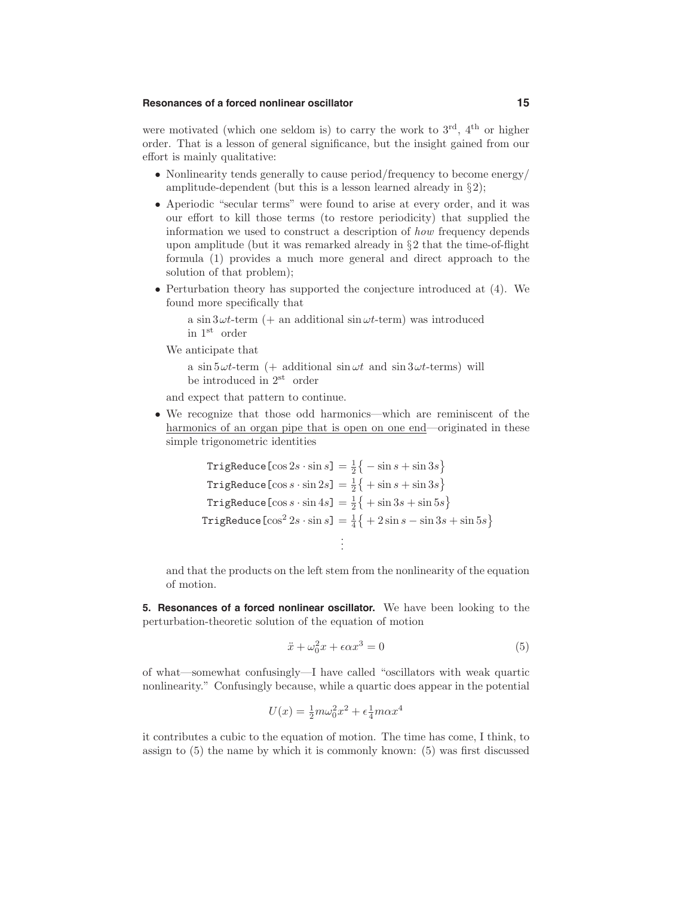were motivated (which one seldom is) to carry the work to 3rd, 4th or higher order. That is a lesson of general significance, but the insight gained from our effort is mainly qualitative:

- Nonlinearity tends generally to cause period/frequency to become energy/amplitude-dependent (but this is a lesson learned already in §2);
- Aperiodic "secular terms" were found to arise at every order, and it was our effort to kill those terms (to restore periodicity) that supplied the information we used to construct a description of *how* frequency depends upon amplitude (but it was remarked already in §2 that the time-of-flight formula (1) provides a much more general and direct approach to the solution of that problem);
- Perturbation theory has supported the conjecture introduced at (4). We found more specifically that

  a $\sin 3\omega t$-term (+ an additional $\sin\omega t$-term) was introduced in 1st order

  We anticipate that

  a $\sin 5\omega t$-term (+ additional $\sin\omega t$ and $\sin 3\omega t$-terms) will be introduced in 2st order

  and expect that pattern to continue.
- We recognize that those odd harmonics—which are reminiscent of the harmonics of an organ pipe that is open on one end—originated in these simple trigonometric identities

$$
\begin{aligned}
\texttt{TrigReduce}[\cos 2s\cdot\sin s] &= \tfrac{1}{2}\big\{-\sin s+\sin 3s\big\}\\
\texttt{TrigReduce}[\cos s\cdot\sin 2s] &= \tfrac{1}{2}\big\{+\sin s+\sin 3s\big\}\\
\texttt{TrigReduce}[\cos s\cdot\sin 4s] &= \tfrac{1}{2}\big\{+\sin 3s+\sin 5s\big\}\\
\texttt{TrigReduce}[\cos^2 2s\cdot\sin s] &= \tfrac{1}{4}\big\{+2\sin s-\sin 3s+\sin 5s\big\}\\
&\;\;\vdots
\end{aligned}
$$

  and that the products on the left stem from the nonlinearity of the equation of motion.

**5. Resonances of a forced nonlinear oscillator.** We have been looking to the perturbation-theoretic solution of the equation of motion

$$
\ddot{x}+\omega_0^2 x+\epsilon\alpha x^3=0 \tag{5}
$$

of what—somewhat confusingly—I have called "oscillators with weak quartic nonlinearity." Confusingly because, while a quartic does appear in the potential

$$
U(x)=\tfrac{1}{2}m\omega_0^2x^2+\epsilon\tfrac{1}{4}m\alpha x^4
$$

it contributes a cubic to the equation of motion. The time has come, I think, to assign to (5) the name by which it is commonly known: (5) was first discussed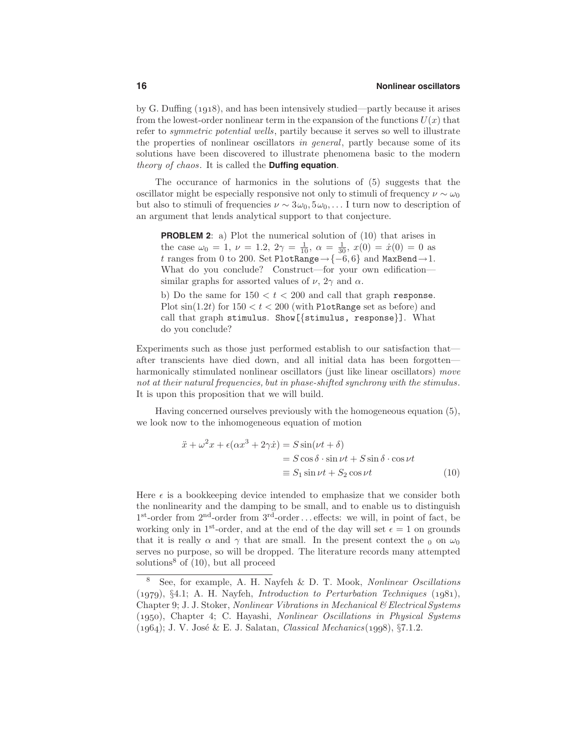by G. Duffing (1918), and has been intensively studied—partly because it arises from the lowest-order nonlinear term in the expansion of the functions $U(x)$ that refer to *symmetric potential wells*, partly because it serves so well to illustrate the properties of nonlinear oscillators *in general*, partly because some of its solutions have been discovered to illustrate phenomena basic to the modern *theory of chaos*. It is called the **Duffing equation**.

The occurance of harmonics in the solutions of (5) suggests that the oscillator might be especially responsive not only to stimuli of frequency $\nu \sim \omega_0$ but also to stimuli of frequencies $\nu \sim 3\omega_0, 5\omega_0, \ldots$ I turn now to description of an argument that lends analytical support to that conjecture.

> **PROBLEM 2**: a) Plot the numerical solution of (10) that arises in the case $\omega_0 = 1$, $\nu = 1.2$, $2\gamma = \frac{1}{10}$, $\alpha = \frac{1}{30}$, $x(0) = \dot{x}(0) = 0$ as $t$ ranges from 0 to 200. Set `PlotRange`$\rightarrow \{-6, 6\}$ and `MaxBend`$\rightarrow 1$. What do you conclude? Construct—for your own edification—similar graphs for assorted values of $\nu$, $2\gamma$ and $\alpha$.
>
> b) Do the same for $150 < t < 200$ and call that graph `response`. Plot $\sin(1.2t)$ for $150 < t < 200$ (with `PlotRange` set as before) and call that graph `stimulus`. `Show[{stimulus, response}]`. What do you conclude?

Experiments such as those just performed establish to our satisfaction that—after transcients have died down, and all initial data has been forgotten—harmonically stimulated nonlinear oscillators (just like linear oscillators) *move not at their natural frequencies, but in phase-shifted synchrony with the stimulus*. It is upon this proposition that we will build.

Having concerned ourselves previously with the homogeneous equation (5), we look now to the inhomogeneous equation of motion

$$
\begin{aligned}
\ddot{x} + \omega^2 x + \epsilon(\alpha x^3 + 2\gamma\dot{x}) &= S\sin(\nu t + \delta) \\
&= S\cos\delta \cdot \sin\nu t + S\sin\delta \cdot \cos\nu t \\
&\equiv S_1 \sin\nu t + S_2 \cos\nu t \qquad (10)
\end{aligned}
$$

Here $\epsilon$ is a bookkeeping device intended to emphasize that we consider both the nonlinearity and the damping to be small, and to enable us to distinguish 1[st]-order from 2[nd]-order from 3[rd]-order … effects: we will, in point of fact, be working only in 1[st]-order, and at the end of the day will set $\epsilon = 1$ on grounds that it is really $\alpha$ and $\gamma$ that are small. In the present context the $_0$ on $\omega_0$ serves no purpose, so will be dropped. The literature records many attempted solutions[8] of (10), but all proceed

---

[8] See, for example, A. H. Nayfeh & D. T. Mook, *Nonlinear Oscillations* (1979), §4.1; A. H. Nayfeh, *Introduction to Perturbation Techniques* (1981), Chapter 9; J. J. Stoker, *Nonlinear Vibrations in Mechanical & Electrical Systems* (1950), Chapter 4; C. Hayashi, *Nonlinear Oscillations in Physical Systems* (1964); J. V. José & E. J. Salatan, *Classical Mechanics*(1998), §7.1.2.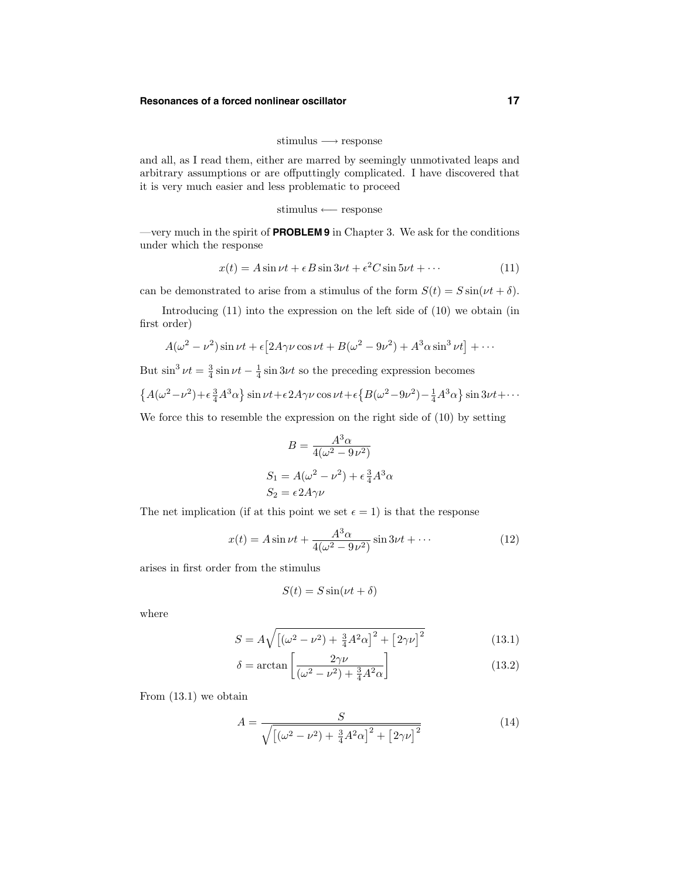$$\text{stimulus} \longrightarrow \text{response}$$

and all, as I read them, either are marred by seemingly unmotivated leaps and arbitrary assumptions or are offputtingly complicated. I have discovered that it is very much easier and less problematic to proceed

$$\text{stimulus} \longleftarrow \text{response}$$

—very much in the spirit of **PROBLEM 9** in Chapter 3. We ask for the conditions under which the response

$$x(t) = A\sin\nu t + \epsilon B\sin 3\nu t + \epsilon^2 C\sin 5\nu t + \cdots \tag{11}$$

can be demonstrated to arise from a stimulus of the form $S(t) = S\sin(\nu t + \delta)$.

Introducing (11) into the expression on the left side of (10) we obtain (in first order)

$$A(\omega^2 - \nu^2)\sin\nu t + \epsilon\big[2A\gamma\nu\cos\nu t + B(\omega^2 - 9\nu^2) + A^3\alpha\sin^3\nu t\big] + \cdots$$

But $\sin^3\nu t = \frac{3}{4}\sin\nu t - \frac{1}{4}\sin 3\nu t$ so the preceding expression becomes

$$\big\{A(\omega^2-\nu^2)+\epsilon\tfrac{3}{4}A^3\alpha\big\}\sin\nu t+\epsilon 2A\gamma\nu\cos\nu t+\epsilon\big\{B(\omega^2-9\nu^2)-\tfrac{1}{4}A^3\alpha\big\}\sin 3\nu t+\cdots$$

We force this to resemble the expression on the right side of (10) by setting

$$B = \frac{A^3\alpha}{4(\omega^2 - 9\nu^2)}$$

$$\begin{aligned} S_1 &= A(\omega^2 - \nu^2) + \epsilon\tfrac{3}{4}A^3\alpha \\ S_2 &= \epsilon 2A\gamma\nu \end{aligned}$$

The net implication (if at this point we set $\epsilon = 1$) is that the response

$$x(t) = A\sin\nu t + \frac{A^3\alpha}{4(\omega^2 - 9\nu^2)}\sin 3\nu t + \cdots \tag{12}$$

arises in first order from the stimulus

$$S(t) = S\sin(\nu t + \delta)$$

where

$$S = A\sqrt{\big[(\omega^2 - \nu^2) + \tfrac{3}{4}A^2\alpha\big]^2 + \big[2\gamma\nu\big]^2} \tag{13.1}$$

$$\delta = \arctan\left[\frac{2\gamma\nu}{(\omega^2 - \nu^2) + \frac{3}{4}A^2\alpha}\right] \tag{13.2}$$

From (13.1) we obtain

$$A = \frac{S}{\sqrt{\big[(\omega^2 - \nu^2) + \frac{3}{4}A^2\alpha\big]^2 + \big[2\gamma\nu\big]^2}} \tag{14}$$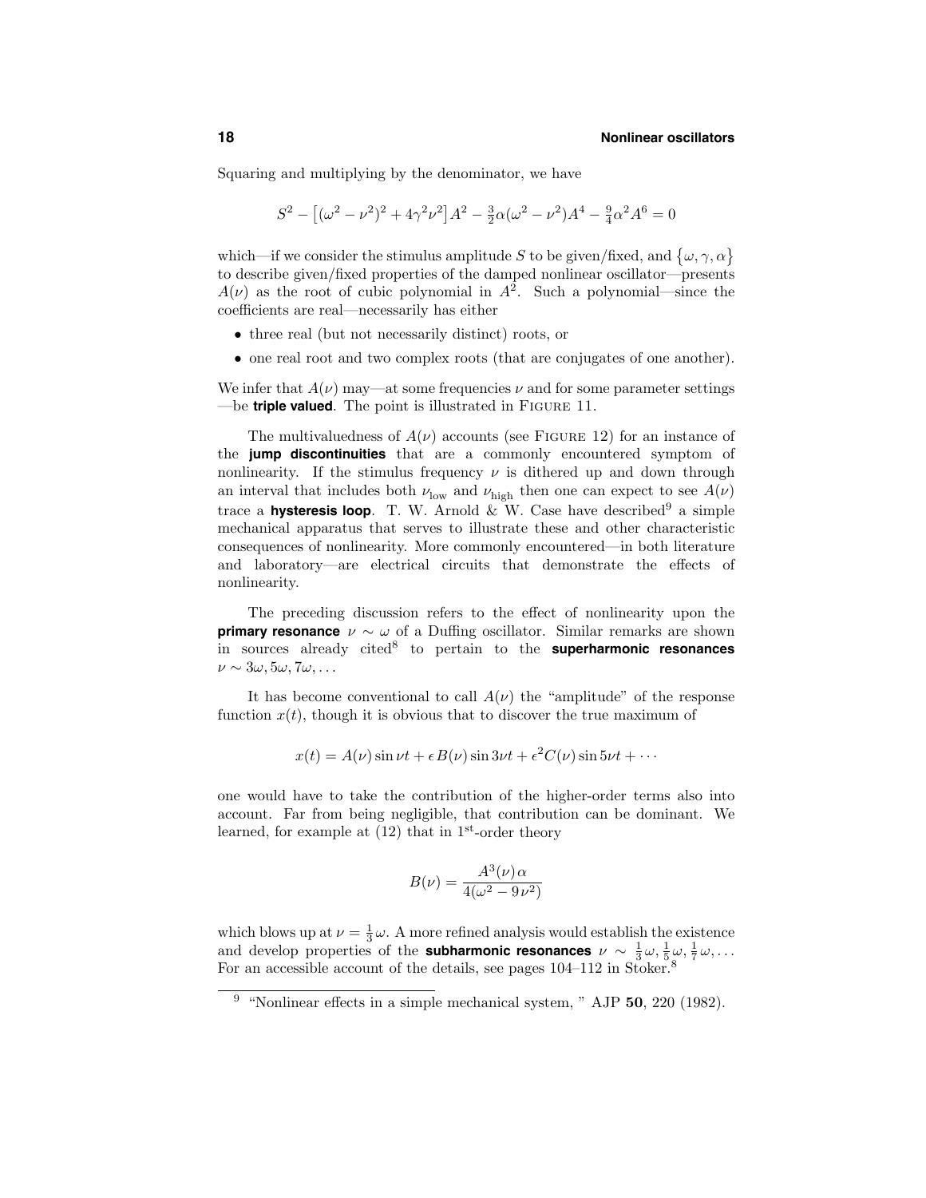Squaring and multiplying by the denominator, we have

$$S^2 - \left[(\omega^2 - \nu^2)^2 + 4\gamma^2\nu^2\right]A^2 - \tfrac{3}{2}\alpha(\omega^2 - \nu^2)A^4 - \tfrac{9}{4}\alpha^2 A^6 = 0$$

which—if we consider the stimulus amplitude $S$ to be given/fixed, and $\{\omega, \gamma, \alpha\}$ to describe given/fixed properties of the damped nonlinear oscillator—presents $A(\nu)$ as the root of cubic polynomial in $A^2$. Such a polynomial—since the coefficients are real—necessarily has either

- three real (but not necessarily distinct) roots, or
- one real root and two complex roots (that are conjugates of one another).

We infer that $A(\nu)$ may—at some frequencies $\nu$ and for some parameter settings —be **triple valued**. The point is illustrated in FIGURE 11.

The multivaluedness of $A(\nu)$ accounts (see FIGURE 12) for an instance of the **jump discontinuities** that are a commonly encountered symptom of nonlinearity. If the stimulus frequency $\nu$ is dithered up and down through an interval that includes both $\nu_{\text{low}}$ and $\nu_{\text{high}}$ then one can expect to see $A(\nu)$ trace a **hysteresis loop**. T. W. Arnold & W. Case have described[9] a simple mechanical apparatus that serves to illustrate these and other characteristic consequences of nonlinearity. More commonly encountered—in both literature and laboratory—are electrical circuits that demonstrate the effects of nonlinearity.

The preceding discussion refers to the effect of nonlinearity upon the **primary resonance** $\nu \sim \omega$ of a Duffing oscillator. Similar remarks are shown in sources already cited[8] to pertain to the **superharmonic resonances** $\nu \sim 3\omega, 5\omega, 7\omega, \ldots$

It has become conventional to call $A(\nu)$ the "amplitude" of the response function $x(t)$, though it is obvious that to discover the true maximum of

$$x(t) = A(\nu)\sin\nu t + \epsilon B(\nu)\sin 3\nu t + \epsilon^2 C(\nu)\sin 5\nu t + \cdots$$

one would have to take the contribution of the higher-order terms also into account. Far from being negligible, that contribution can be dominant. We learned, for example at (12) that in 1st-order theory

$$B(\nu) = \frac{A^3(\nu)\,\alpha}{4(\omega^2 - 9\nu^2)}$$

which blows up at $\nu = \frac{1}{3}\omega$. A more refined analysis would establish the existence and develop properties of the **subharmonic resonances** $\nu \sim \frac{1}{3}\omega, \frac{1}{5}\omega, \frac{1}{7}\omega, \ldots$ For an accessible account of the details, see pages 104–112 in Stoker.[8]

[9] "Nonlinear effects in a simple mechanical system, " AJP **50**, 220 (1982).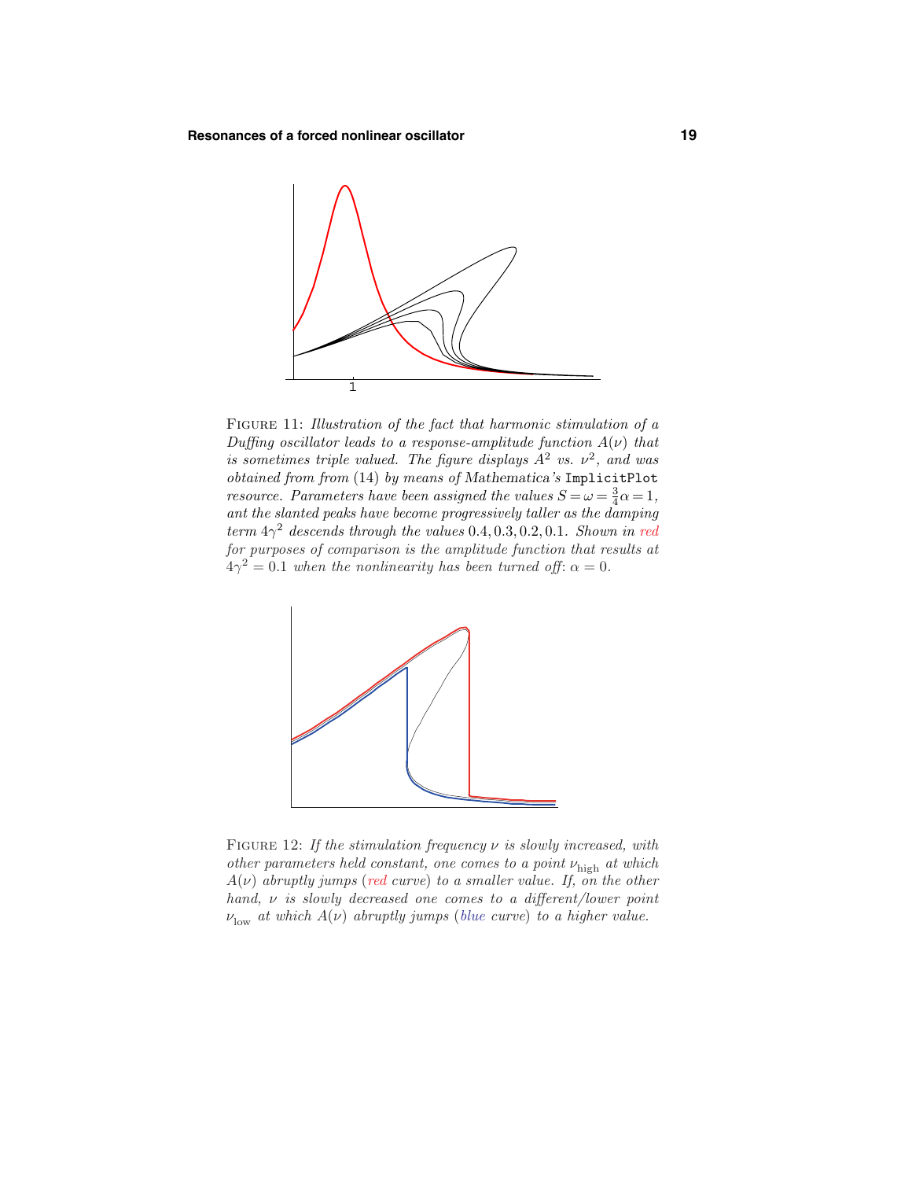FIGURE 11: *Illustration of the fact that harmonic stimulation of a Duffing oscillator leads to a response-amplitude function $A(\nu)$ that is sometimes triple valued. The figure displays $A^2$ vs. $\nu^2$, and was obtained from from* (14) *by means of Mathematica's* `ImplicitPlot` *resource. Parameters have been assigned the values $S = \omega = \frac{3}{4}\alpha = 1$, ant the slanted peaks have become progressively taller as the damping term $4\gamma^2$ descends through the values $0.4, 0.3, 0.2, 0.1$. Shown in red for purposes of comparison is the amplitude function that results at $4\gamma^2 = 0.1$ when the nonlinearity has been turned off: $\alpha = 0$.*

FIGURE 12: *If the stimulation frequency $\nu$ is slowly increased, with other parameters held constant, one comes to a point $\nu_{\text{high}}$ at which $A(\nu)$ abruptly jumps (red curve) to a smaller value. If, on the other hand, $\nu$ is slowly decreased one comes to a different/lower point $\nu_{\text{low}}$ at which $A(\nu)$ abruptly jumps (blue curve) to a higher value.*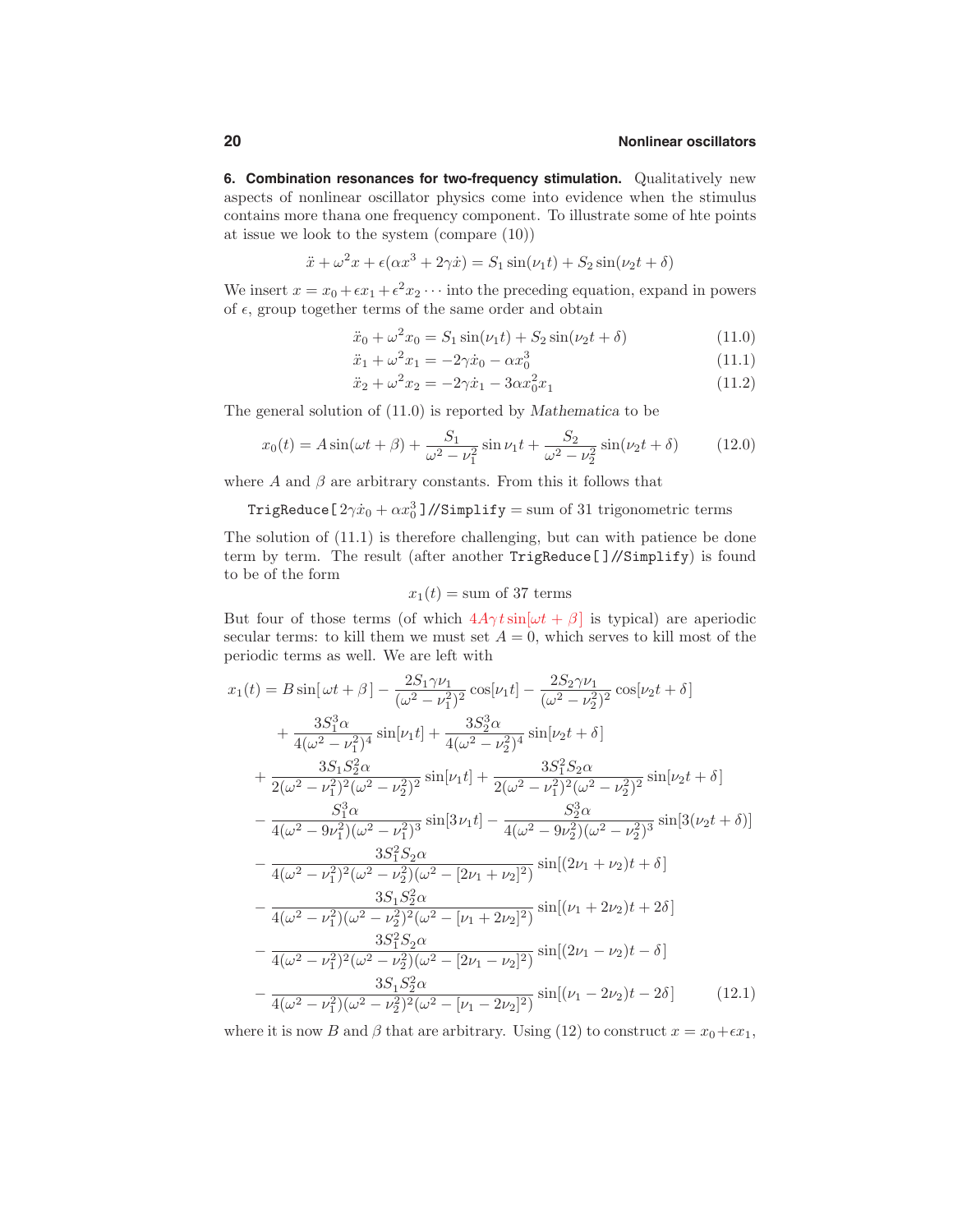**6. Combination resonances for two-frequency stimulation.** Qualitatively new aspects of nonlinear oscillator physics come into evidence when the stimulus contains more thana one frequency component. To illustrate some of hte points at issue we look to the system (compare (10))

$$\ddot{x} + \omega^2 x + \epsilon(\alpha x^3 + 2\gamma\dot{x}) = S_1 \sin(\nu_1 t) + S_2 \sin(\nu_2 t + \delta)$$

We insert $x = x_0 + \epsilon x_1 + \epsilon^2 x_2 \cdots$ into the preceding equation, expand in powers of $\epsilon$, group together terms of the same order and obtain

$$\ddot{x}_0 + \omega^2 x_0 = S_1 \sin(\nu_1 t) + S_2 \sin(\nu_2 t + \delta) \tag{11.0}$$

$$\ddot{x}_1 + \omega^2 x_1 = -2\gamma\dot{x}_0 - \alpha x_0^3 \tag{11.1}$$

$$\ddot{x}_2 + \omega^2 x_2 = -2\gamma\dot{x}_1 - 3\alpha x_0^2 x_1 \tag{11.2}$$

The general solution of (11.0) is reported by *Mathematica* to be

$$x_0(t) = A\sin(\omega t + \beta) + \frac{S_1}{\omega^2 - \nu_1^2}\sin\nu_1 t + \frac{S_2}{\omega^2 - \nu_2^2}\sin(\nu_2 t + \delta) \tag{12.0}$$

where $A$ and $\beta$ are arbitrary constants. From this it follows that

`TrigReduce[` $2\gamma\dot{x}_0 + \alpha x_0^3$ `]//Simplify` = sum of 31 trigonometric terms

The solution of (11.1) is therefore challenging, but can with patience be done term by term. The result (after another `TrigReduce[]//Simplify`) is found to be of the form

$$x_1(t) = \text{sum of 37 terms}$$

But four of those terms (of which $4A\gamma t\sin[\omega t + \beta]$ is typical) are aperiodic secular terms: to kill them we must set $A = 0$, which serves to kill most of the periodic terms as well. We are left with

$$\begin{aligned}
x_1(t) = {} & B\sin[\,\omega t + \beta\,] - \frac{2S_1\gamma\nu_1}{(\omega^2 - \nu_1^2)^2}\cos[\nu_1 t] - \frac{2S_2\gamma\nu_1}{(\omega^2 - \nu_2^2)^2}\cos[\nu_2 t + \delta] \\
& + \frac{3S_1^3\alpha}{4(\omega^2 - \nu_1^2)^4}\sin[\nu_1 t] + \frac{3S_2^3\alpha}{4(\omega^2 - \nu_2^2)^4}\sin[\nu_2 t + \delta] \\
& + \frac{3S_1S_2^2\alpha}{2(\omega^2 - \nu_1^2)^2(\omega^2 - \nu_2^2)^2}\sin[\nu_1 t] + \frac{3S_1^2S_2\alpha}{2(\omega^2 - \nu_1^2)^2(\omega^2 - \nu_2^2)^2}\sin[\nu_2 t + \delta] \\
& - \frac{S_1^3\alpha}{4(\omega^2 - 9\nu_1^2)(\omega^2 - \nu_1^2)^3}\sin[3\nu_1 t] - \frac{S_2^3\alpha}{4(\omega^2 - 9\nu_2^2)(\omega^2 - \nu_2^2)^3}\sin[3(\nu_2 t + \delta)] \\
& - \frac{3S_1^2S_2\alpha}{4(\omega^2 - \nu_1^2)^2(\omega^2 - \nu_2^2)(\omega^2 - [2\nu_1 + \nu_2]^2)}\sin[(2\nu_1 + \nu_2)t + \delta] \\
& - \frac{3S_1S_2^2\alpha}{4(\omega^2 - \nu_1^2)(\omega^2 - \nu_2^2)^2(\omega^2 - [\nu_1 + 2\nu_2]^2)}\sin[(\nu_1 + 2\nu_2)t + 2\delta] \\
& - \frac{3S_1^2S_2\alpha}{4(\omega^2 - \nu_1^2)^2(\omega^2 - \nu_2^2)(\omega^2 - [2\nu_1 - \nu_2]^2)}\sin[(2\nu_1 - \nu_2)t - \delta] \\
& - \frac{3S_1S_2^2\alpha}{4(\omega^2 - \nu_1^2)(\omega^2 - \nu_2^2)^2(\omega^2 - [\nu_1 - 2\nu_2]^2)}\sin[(\nu_1 - 2\nu_2)t - 2\delta]
\end{aligned} \tag{12.1}$$

where it is now $B$ and $\beta$ that are arbitrary. Using (12) to construct $x = x_0 + \epsilon x_1$,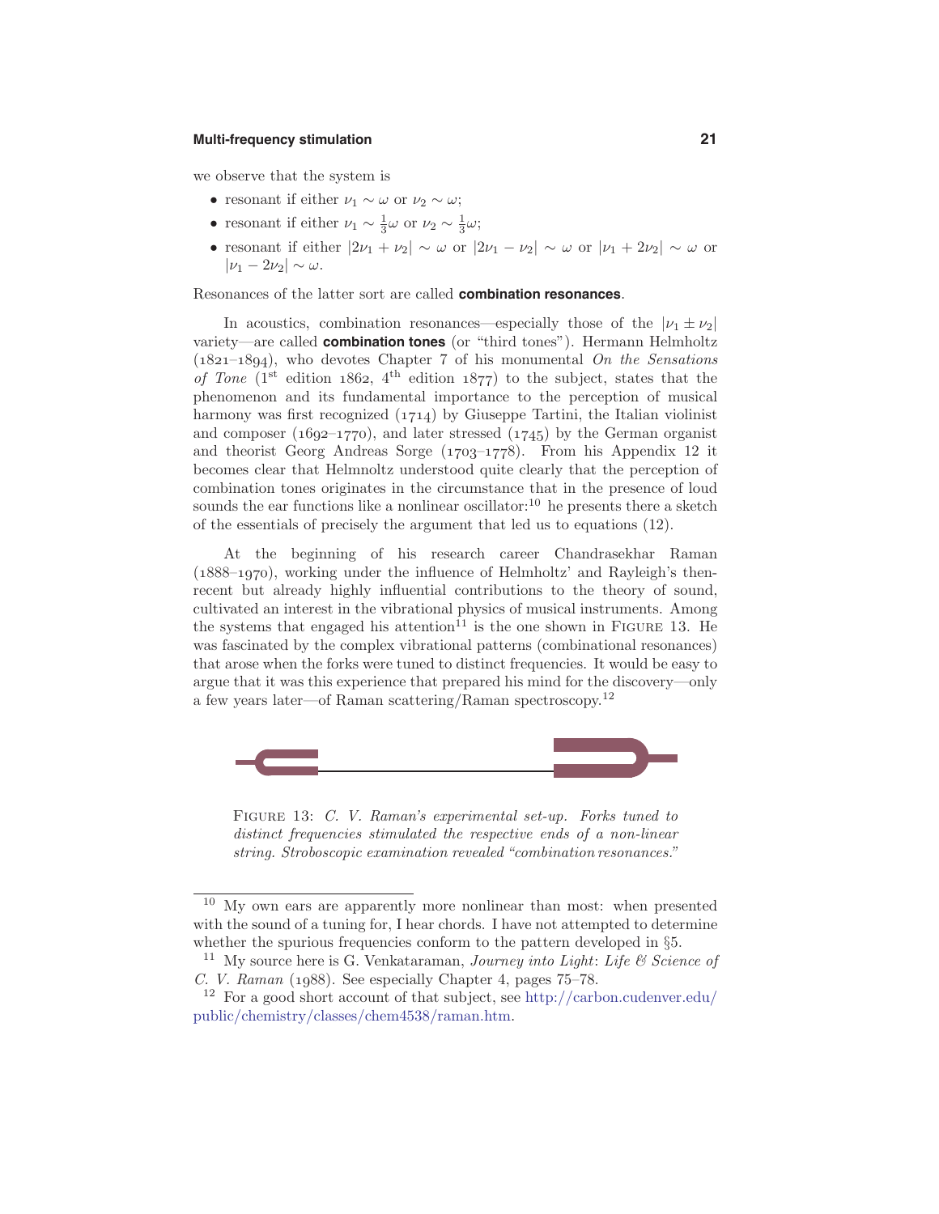we observe that the system is

- resonant if either $\nu_1 \sim \omega$ or $\nu_2 \sim \omega$;
- resonant if either $\nu_1 \sim \frac{1}{3}\omega$ or $\nu_2 \sim \frac{1}{3}\omega$;
- resonant if either $|2\nu_1 + \nu_2| \sim \omega$ or $|2\nu_1 - \nu_2| \sim \omega$ or $|\nu_1 + 2\nu_2| \sim \omega$ or $|\nu_1 - 2\nu_2| \sim \omega$.

Resonances of the latter sort are called **combination resonances**.

In acoustics, combination resonances—especially those of the $|\nu_1 \pm \nu_2|$ variety—are called **combination tones** (or "third tones"). Hermann Helmholtz (1821–1894), who devotes Chapter 7 of his monumental *On the Sensations of Tone* (1st edition 1862, 4th edition 1877) to the subject, states that the phenomenon and its fundamental importance to the perception of musical harmony was first recognized (1714) by Giuseppe Tartini, the Italian violinist and composer (1692–1770), and later stressed (1745) by the German organist and theorist Georg Andreas Sorge (1703–1778). From his Appendix 12 it becomes clear that Helmnoltz understood quite clearly that the perception of combination tones originates in the circumstance that in the presence of loud sounds the ear functions like a nonlinear oscillator:[10] he presents there a sketch of the essentials of precisely the argument that led us to equations (12).

At the beginning of his research career Chandrasekhar Raman (1888–1970), working under the influence of Helmholtz' and Rayleigh's then-recent but already highly influential contributions to the theory of sound, cultivated an interest in the vibrational physics of musical instruments. Among the systems that engaged his attention[11] is the one shown in Figure 13. He was fascinated by the complex vibrational patterns (combinational resonances) that arose when the forks were tuned to distinct frequencies. It would be easy to argue that it was this experience that prepared his mind for the discovery—only a few years later—of Raman scattering/Raman spectroscopy.[12]

Figure 13: *C. V. Raman's experimental set-up. Forks tuned to distinct frequencies stimulated the respective ends of a non-linear string. Stroboscopic examination revealed "combination resonances."*

---

[10] My own ears are apparently more nonlinear than most: when presented with the sound of a tuning for, I hear chords. I have not attempted to determine whether the spurious frequencies conform to the pattern developed in §5.

[11] My source here is G. Venkataraman, *Journey into Light*: *Life & Science of C. V. Raman* (1988). See especially Chapter 4, pages 75–78.

[12] For a good short account of that subject, see http://carbon.cudenver.edu/public/chemistry/classes/chem4538/raman.htm.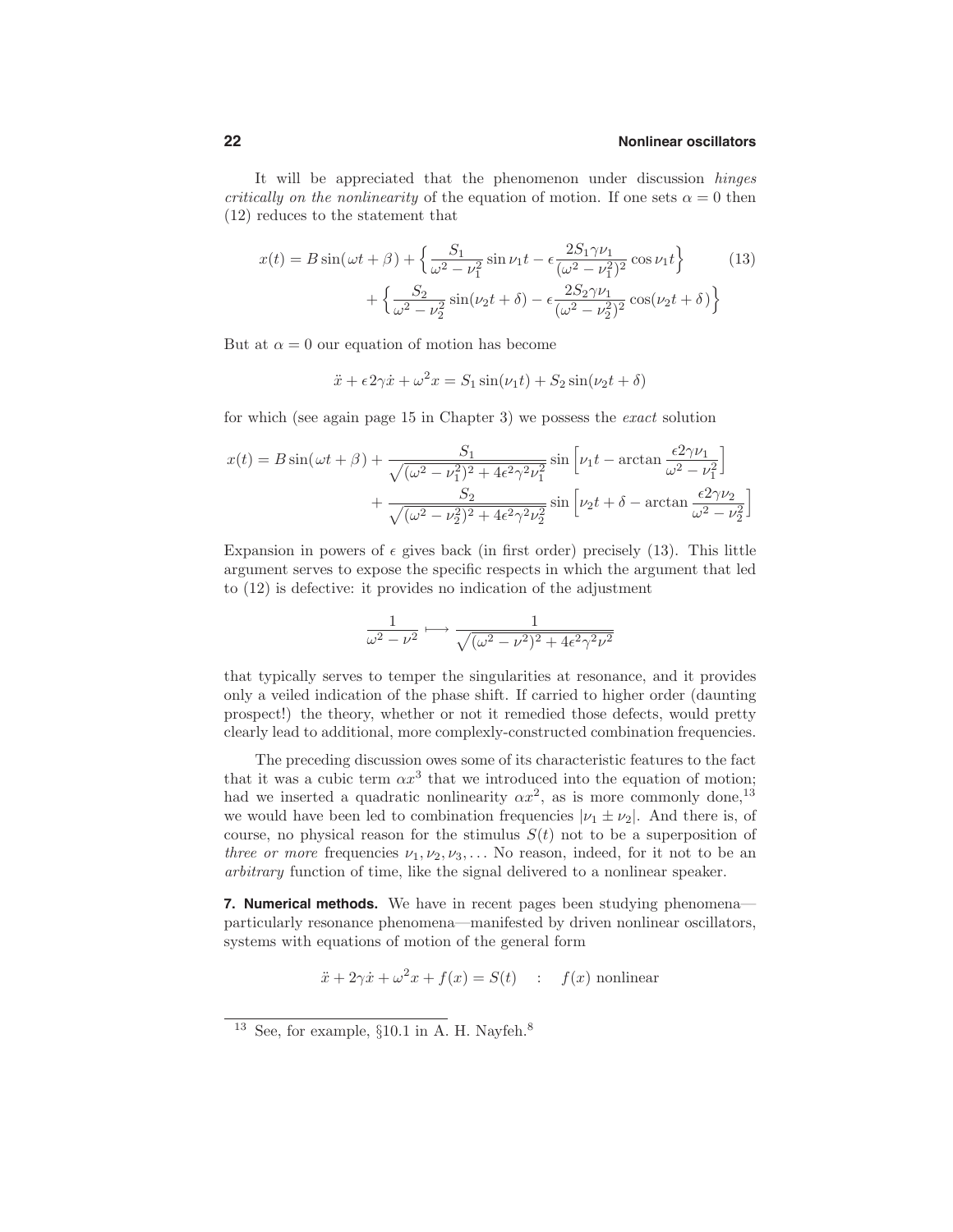It will be appreciated that the phenomenon under discussion *hinges critically on the nonlinearity* of the equation of motion. If one sets $\alpha = 0$ then (12) reduces to the statement that

$$
\begin{aligned}
x(t) = B\sin(\omega t + \beta) &+ \Big\{ \frac{S_1}{\omega^2 - \nu_1^2}\sin\nu_1 t - \epsilon\frac{2S_1\gamma\nu_1}{(\omega^2-\nu_1^2)^2}\cos\nu_1 t \Big\} \\
&+ \Big\{ \frac{S_2}{\omega^2 - \nu_2^2}\sin(\nu_2 t + \delta) - \epsilon\frac{2S_2\gamma\nu_1}{(\omega^2-\nu_2^2)^2}\cos(\nu_2 t + \delta) \Big\}
\end{aligned}
\tag{13}
$$

But at $\alpha = 0$ our equation of motion has become

$$
\ddot{x} + \epsilon 2\gamma\dot{x} + \omega^2 x = S_1\sin(\nu_1 t) + S_2\sin(\nu_2 t + \delta)
$$

for which (see again page 15 in Chapter 3) we possess the *exact* solution

$$
\begin{aligned}
x(t) = B\sin(\omega t + \beta) &+ \frac{S_1}{\sqrt{(\omega^2-\nu_1^2)^2 + 4\epsilon^2\gamma^2\nu_1^2}}\sin\Big[\nu_1 t - \arctan\frac{\epsilon 2\gamma\nu_1}{\omega^2-\nu_1^2}\Big] \\
&+ \frac{S_2}{\sqrt{(\omega^2-\nu_2^2)^2 + 4\epsilon^2\gamma^2\nu_2^2}}\sin\Big[\nu_2 t + \delta - \arctan\frac{\epsilon 2\gamma\nu_2}{\omega^2-\nu_2^2}\Big]
\end{aligned}
$$

Expansion in powers of $\epsilon$ gives back (in first order) precisely (13). This little argument serves to expose the specific respects in which the argument that led to (12) is defective: it provides no indication of the adjustment

$$
\frac{1}{\omega^2 - \nu^2} \longmapsto \frac{1}{\sqrt{(\omega^2-\nu^2)^2 + 4\epsilon^2\gamma^2\nu^2}}
$$

that typically serves to temper the singularities at resonance, and it provides only a veiled indication of the phase shift. If carried to higher order (daunting prospect!) the theory, whether or not it remedied those defects, would pretty clearly lead to additional, more complexly-constructed combination frequencies.

The preceding discussion owes some of its characteristic features to the fact that it was a cubic term $\alpha x^3$ that we introduced into the equation of motion; had we inserted a quadratic nonlinearity $\alpha x^2$, as is more commonly done,[13] we would have been led to combination frequencies $|\nu_1 \pm \nu_2|$. And there is, of course, no physical reason for the stimulus $S(t)$ not to be a superposition of *three or more* frequencies $\nu_1, \nu_2, \nu_3, \ldots$ No reason, indeed, for it not to be an *arbitrary* function of time, like the signal delivered to a nonlinear speaker.

**7. Numerical methods.** We have in recent pages been studying phenomena—particularly resonance phenomena—manifested by driven nonlinear oscillators, systems with equations of motion of the general form

$$
\ddot{x} + 2\gamma\dot{x} + \omega^2 x + f(x) = S(t) \quad : \quad f(x) \text{ nonlinear}
$$

---

[13] See, for example, §10.1 in A. H. Nayfeh.[8]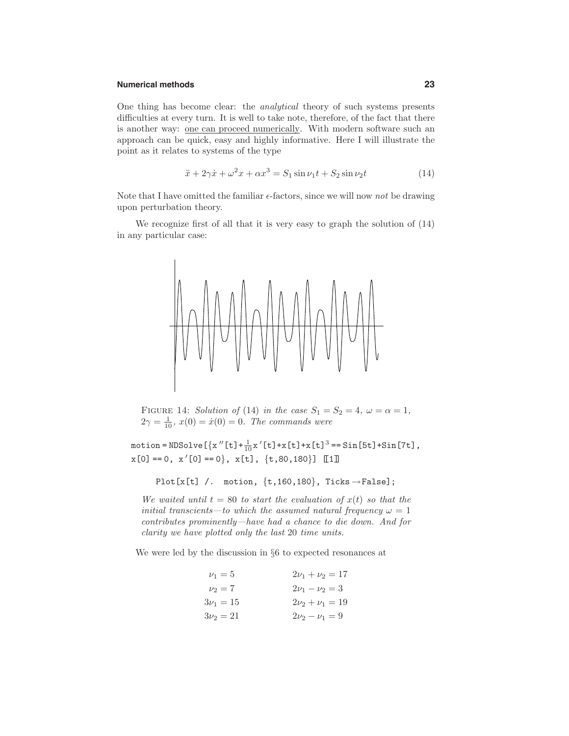One thing has become clear: the *analytical* theory of such systems presents difficulties at every turn. It is well to take note, therefore, of the fact that there is another way: one can proceed numerically. With modern software such an approach can be quick, easy and highly informative. Here I will illustrate the point as it relates to systems of the type

$$\ddot{x} + 2\gamma\dot{x} + \omega^2 x + \alpha x^3 = S_1 \sin \nu_1 t + S_2 \sin \nu_2 t \tag{14}$$

Note that I have omitted the familiar $\epsilon$-factors, since we will now *not* be drawing upon perturbation theory.

We recognize first of all that it is very easy to graph the solution of (14) in any particular case:

FIGURE 14: *Solution of* (14) *in the case* $S_1 = S_2 = 4$, $\omega = \alpha = 1$, $2\gamma = \frac{1}{10}$, $x(0) = \dot{x}(0) = 0$. *The commands were*

```
motion = NDSolve[{x''[t]+1/10 x'[t]+x[t]+x[t]^3 == Sin[5t]+Sin[7t],
x[0] == 0, x'[0] == 0}, x[t], {t,80,180}] [[1]]

    Plot[x[t] /.  motion, {t,160,180}, Ticks → False];
```

*We waited until* $t = 80$ *to start the evaluation of* $x(t)$ *so that the initial transcients—to which the assumed natural frequency* $\omega = 1$ *contributes prominently—have had a chance to die down. And for clarity we have plotted only the last* 20 *time units.*

We were led by the discussion in §6 to expected resonances at

$$\begin{aligned}
\nu_1 &= 5 & 2\nu_1 + \nu_2 &= 17\\
\nu_2 &= 7 & 2\nu_1 - \nu_2 &= 3\\
3\nu_1 &= 15 & 2\nu_2 + \nu_1 &= 19\\
3\nu_2 &= 21 & 2\nu_2 - \nu_1 &= 9
\end{aligned}$$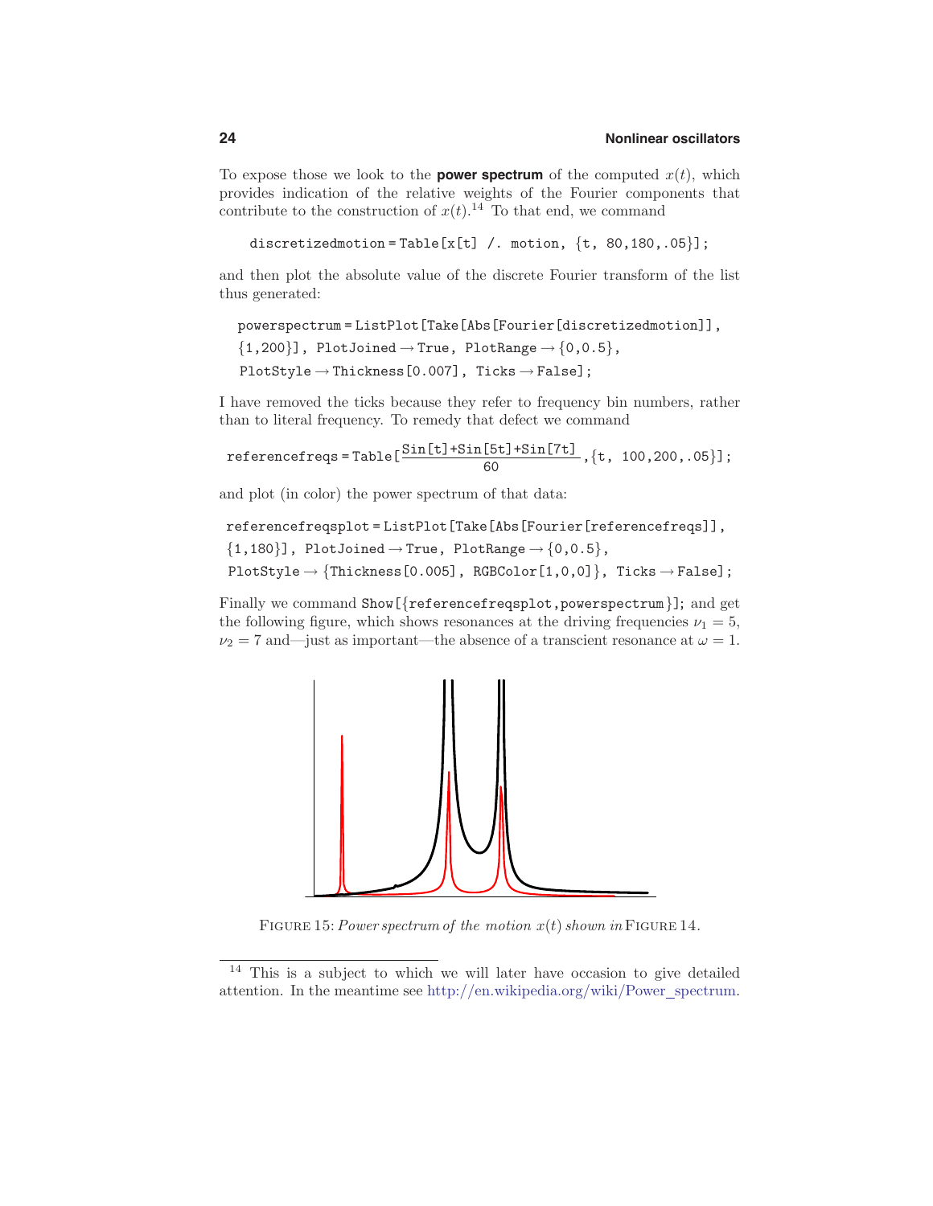To expose those we look to the **power spectrum** of the computed $x(t)$, which provides indication of the relative weights of the Fourier components that contribute to the construction of $x(t)$.[14] To that end, we command

```
discretizedmotion = Table[x[t] /. motion, {t, 80,180,.05}];
```

and then plot the absolute value of the discrete Fourier transform of the list thus generated:

```
powerspectrum = ListPlot[Take[Abs[Fourier[discretizedmotion]],
 {1,200}], PlotJoined → True, PlotRange → {0,0.5},
 PlotStyle → Thickness[0.007], Ticks → False];
```

I have removed the ticks because they refer to frequency bin numbers, rather than to literal frequency. To remedy that defect we command

```
referencefreqs = Table[(Sin[t]+Sin[5t]+Sin[7t])/60,{t, 100,200,.05}];
```

and plot (in color) the power spectrum of that data:

```
referencefreqsplot = ListPlot[Take[Abs[Fourier[referencefreqs]],
 {1,180}], PlotJoined → True, PlotRange → {0,0.5},
 PlotStyle → {Thickness[0.005], RGBColor[1,0,0]}, Ticks → False];
```

Finally we command `Show[{referencefreqsplot,powerspectrum}];` and get the following figure, which shows resonances at the driving frequencies $\nu_1 = 5$, $\nu_2 = 7$ and—just as important—the absence of a transcient resonance at $\omega = 1$.

FIGURE 15: *Power spectrum of the motion $x(t)$ shown in* FIGURE 14.

[14] This is a subject to which we will later have occasion to give detailed attention. In the meantime see http://en.wikipedia.org/wiki/Power_spectrum.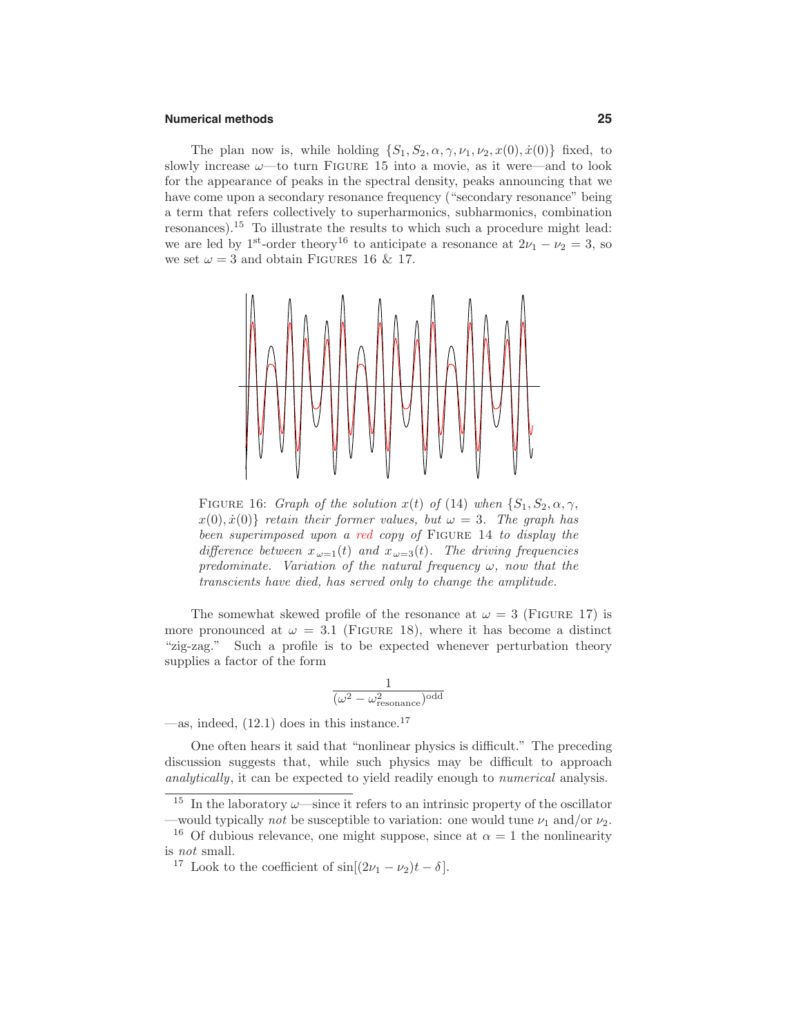The plan now is, while holding $\{S_1, S_2, \alpha, \gamma, \nu_1, \nu_2, x(0), \dot{x}(0)\}$ fixed, to slowly increase $\omega$—to turn FIGURE 15 into a movie, as it were—and to look for the appearance of peaks in the spectral density, peaks announcing that we have come upon a secondary resonance frequency ("secondary resonance" being a term that refers collectively to superharmonics, subharmonics, combination resonances).[15] To illustrate the results to which such a procedure might lead: we are led by 1[st]-order theory[16] to anticipate a resonance at $2\nu_1 - \nu_2 = 3$, so we set $\omega = 3$ and obtain FIGURES 16 & 17.

FIGURE 16: *Graph of the solution $x(t)$ of (14) when $\{S_1, S_2, \alpha, \gamma, x(0), \dot{x}(0)\}$ retain their former values, but $\omega = 3$. The graph has been superimposed upon a red copy of* FIGURE 14 *to display the difference between $x_{\omega=1}(t)$ and $x_{\omega=3}(t)$. The driving frequencies predominate. Variation of the natural frequency $\omega$, now that the transcients have died, has served only to change the amplitude.*

The somewhat skewed profile of the resonance at $\omega = 3$ (FIGURE 17) is more pronounced at $\omega = 3.1$ (FIGURE 18), where it has become a distinct "zig-zag." Such a profile is to be expected whenever perturbation theory supplies a factor of the form

$$\frac{1}{(\omega^2 - \omega^2_{\text{resonance}})^{\text{odd}}}$$

—as, indeed, (12.1) does in this instance.[17]

One often hears it said that "nonlinear physics is difficult." The preceding discussion suggests that, while such physics may be difficult to approach *analytically*, it can be expected to yield readily enough to *numerical* analysis.

---

[15] In the laboratory $\omega$—since it refers to an intrinsic property of the oscillator —would typically *not* be susceptible to variation: one would tune $\nu_1$ and/or $\nu_2$.

[16] Of dubious relevance, one might suppose, since at $\alpha = 1$ the nonlinearity is *not* small.

[17] Look to the coefficient of $\sin[(2\nu_1 - \nu_2)t - \delta]$.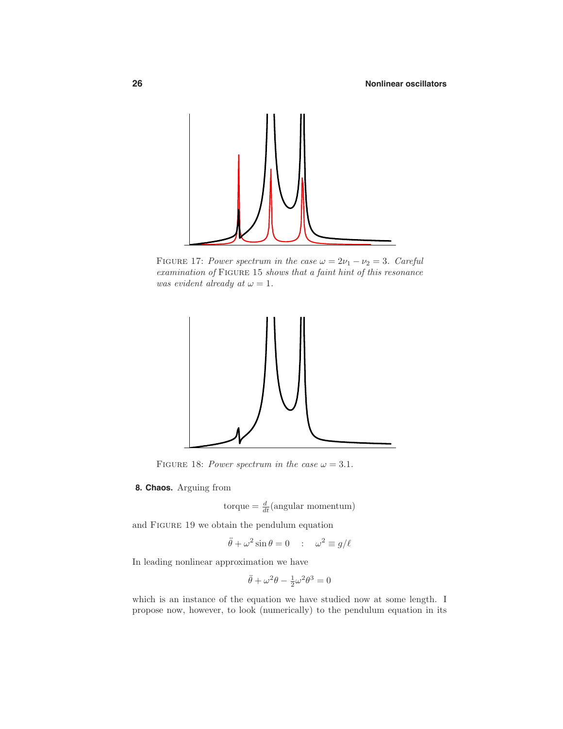FIGURE 17: *Power spectrum in the case $\omega = 2\nu_1 - \nu_2 = 3$. Careful examination of* FIGURE 15 *shows that a faint hint of this resonance was evident already at $\omega = 1$.*

FIGURE 18: *Power spectrum in the case $\omega = 3.1$.*

**8. Chaos.** Arguing from

$$\text{torque} = \tfrac{d}{dt}(\text{angular momentum})$$

and FIGURE 19 we obtain the pendulum equation

$$\ddot{\theta} + \omega^2 \sin\theta = 0 \quad : \quad \omega^2 \equiv g/\ell$$

In leading nonlinear approximation we have

$$\ddot{\theta} + \omega^2\theta - \tfrac{1}{2}\omega^2\theta^3 = 0$$

which is an instance of the equation we have studied now at some length. I propose now, however, to look (numerically) to the pendulum equation in its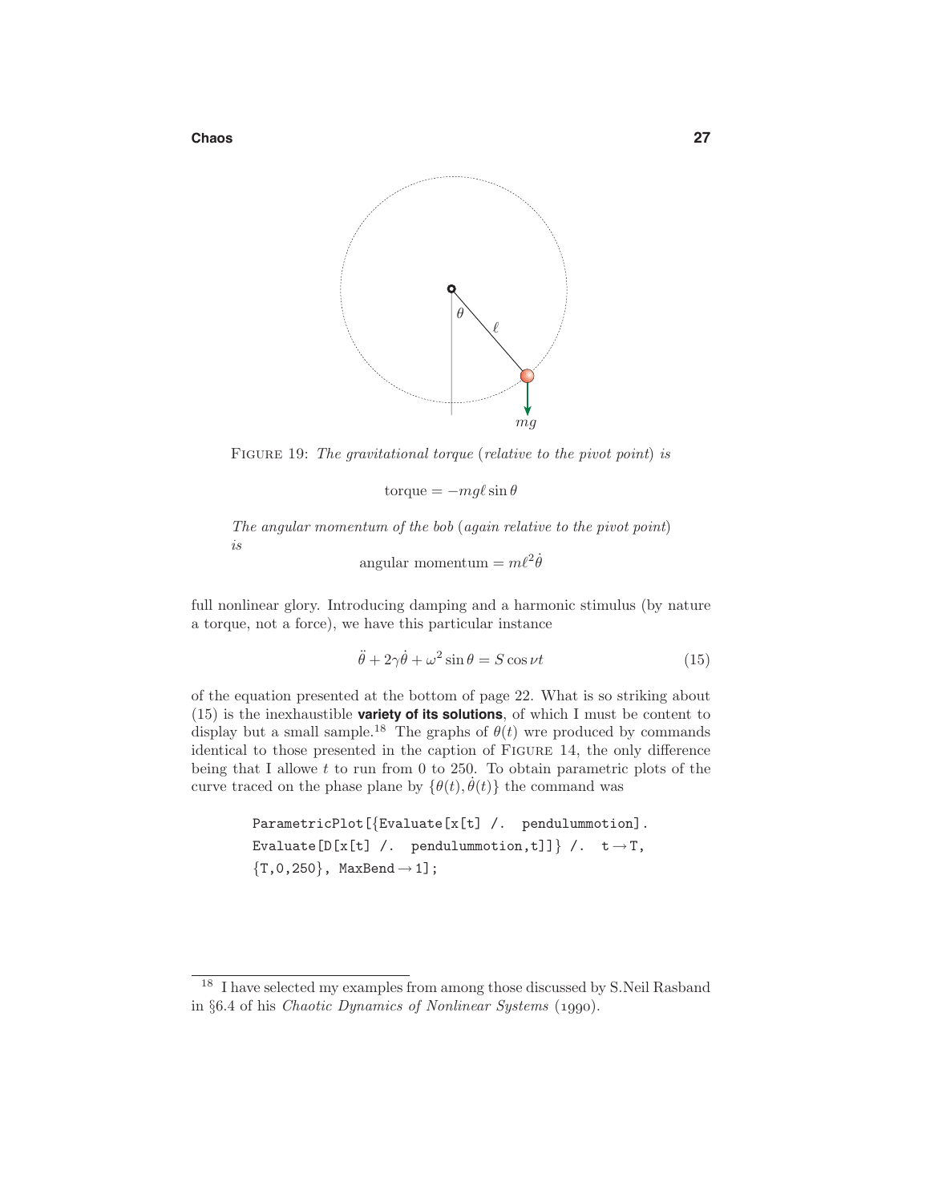FIGURE 19: *The gravitational torque (relative to the pivot point) is*

$$\text{torque} = -mg\ell \sin\theta$$

*The angular momentum of the bob (again relative to the pivot point) is*

$$\text{angular momentum} = m\ell^2\dot{\theta}$$

full nonlinear glory. Introducing damping and a harmonic stimulus (by nature a torque, not a force), we have this particular instance

$$\ddot{\theta} + 2\gamma\dot{\theta} + \omega^2 \sin\theta = S\cos\nu t \tag{15}$$

of the equation presented at the bottom of page 22. What is so striking about (15) is the inexhaustible **variety of its solutions**, of which I must be content to display but a small sample.[18] The graphs of $\theta(t)$ wre produced by commands identical to those presented in the caption of FIGURE 14, the only difference being that I allowe $t$ to run from 0 to 250. To obtain parametric plots of the curve traced on the phase plane by $\{\theta(t), \dot{\theta}(t)\}$ the command was

```
ParametricPlot[{Evaluate[x[t] /.  pendulummotion].
Evaluate[D[x[t] /.  pendulummotion,t]]} /.  t→T,
{T,0,250}, MaxBend→1];
```

[18] I have selected my examples from among those discussed by S.Neil Rasband in §6.4 of his *Chaotic Dynamics of Nonlinear Systems* (1990).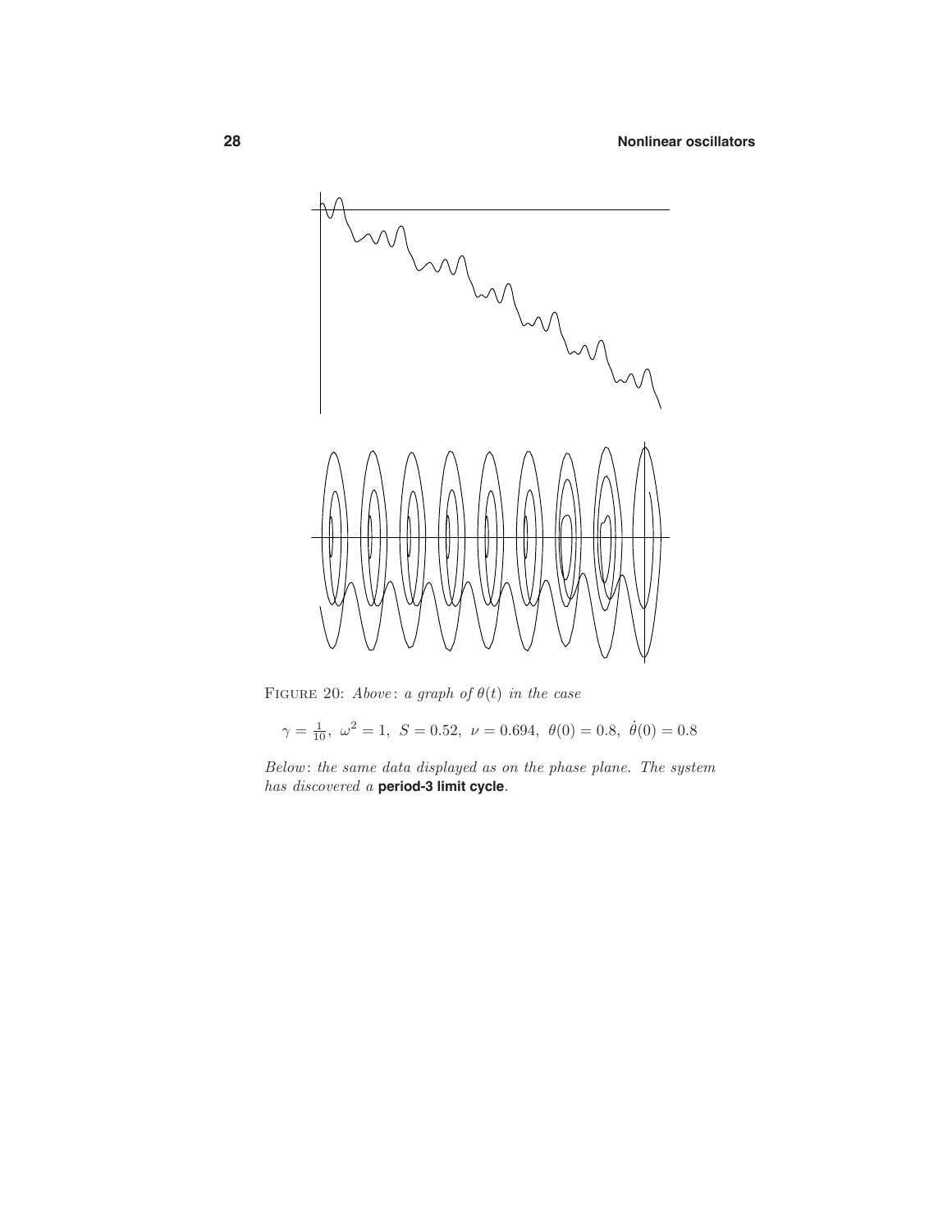FIGURE 20: *Above*: a graph of $\theta(t)$ in the case

$$\gamma = \tfrac{1}{10},\ \omega^2 = 1,\ S = 0.52,\ \nu = 0.694,\ \theta(0) = 0.8,\ \dot{\theta}(0) = 0.8$$

*Below*: *the same data displayed as on the phase plane. The system has discovered a* **period-3 limit cycle**.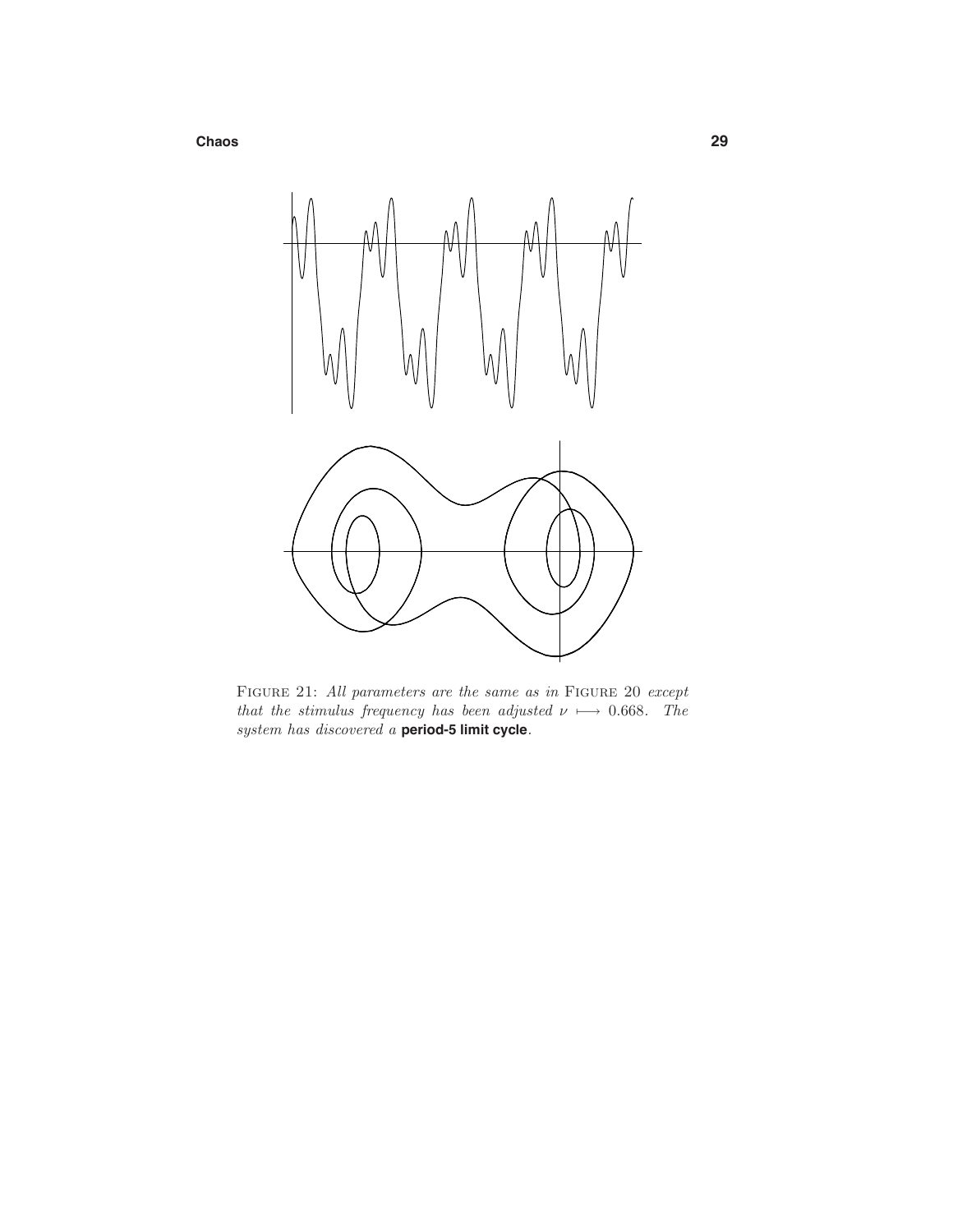FIGURE 21: *All parameters are the same as in* FIGURE 20 *except that the stimulus frequency has been adjusted* $\nu \longmapsto 0.668$. *The system has discovered a* **period-5 limit cycle**.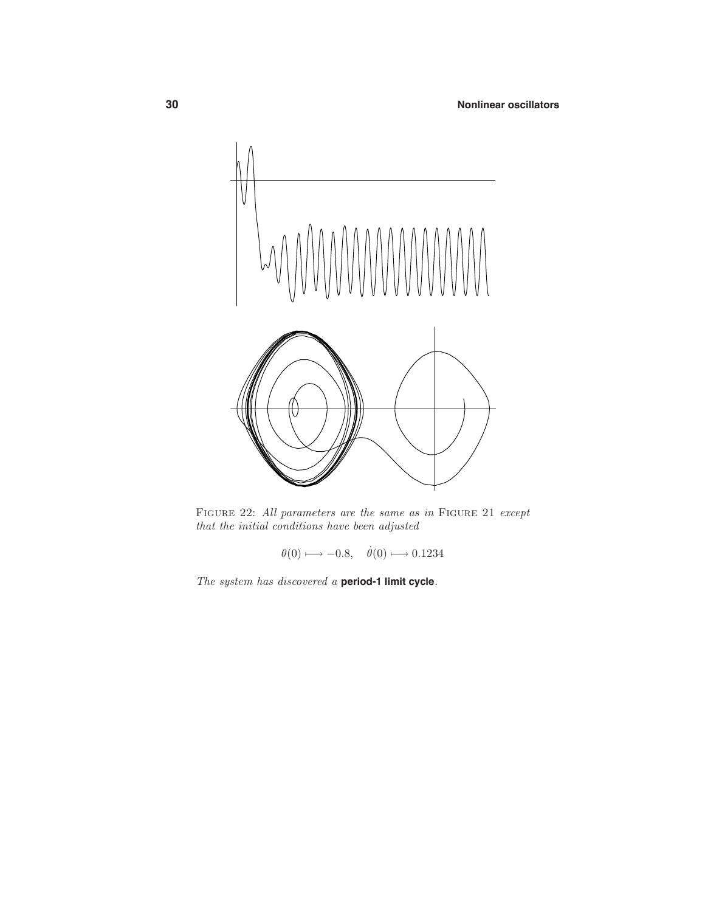FIGURE 22: *All parameters are the same as in* FIGURE 21 *except that the initial conditions have been adjusted*

$$\theta(0) \longmapsto -0.8, \quad \dot{\theta}(0) \longmapsto 0.1234$$

*The system has discovered a* **period-1 limit cycle**.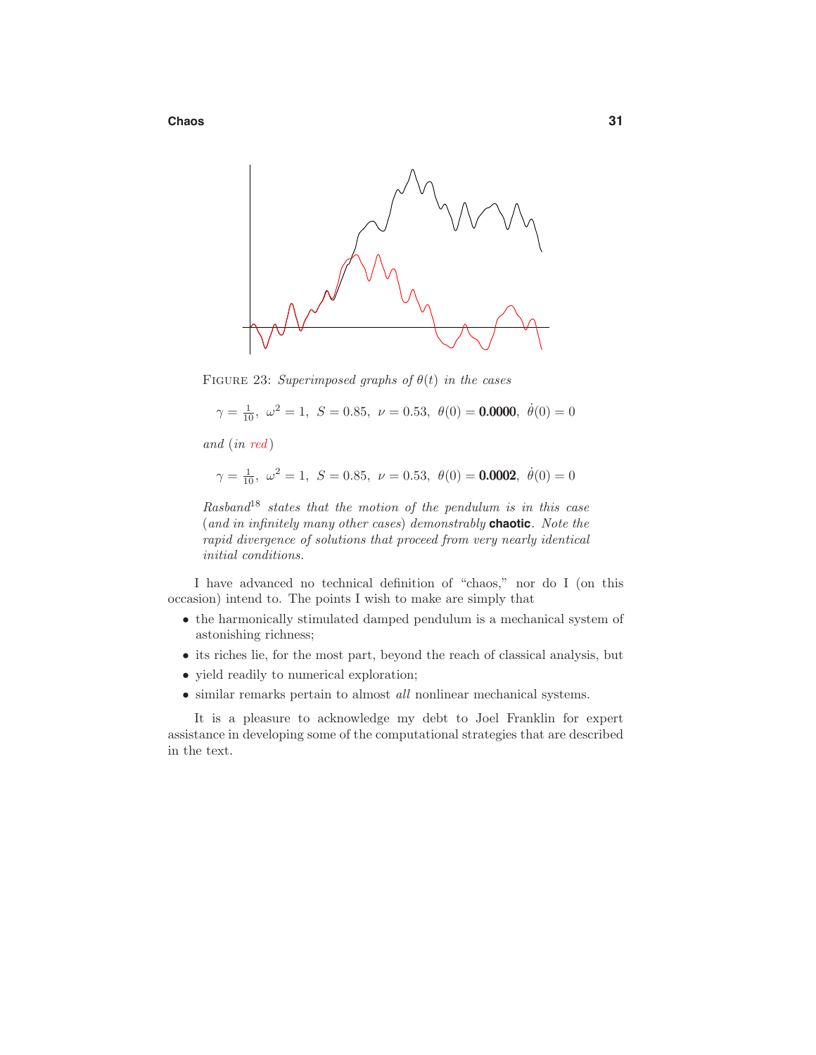FIGURE 23: *Superimposed graphs of $\theta(t)$ in the cases*

$$\gamma = \tfrac{1}{10},\ \omega^2 = 1,\ S = 0.85,\ \nu = 0.53,\ \theta(0) = \mathbf{0.0000},\ \dot{\theta}(0) = 0$$

*and (in red)*

$$\gamma = \tfrac{1}{10},\ \omega^2 = 1,\ S = 0.85,\ \nu = 0.53,\ \theta(0) = \mathbf{0.0002},\ \dot{\theta}(0) = 0$$

*Rasband*[18] *states that the motion of the pendulum is in this case (and in infinitely many other cases) demonstrably* **chaotic**. *Note the rapid divergence of solutions that proceed from very nearly identical initial conditions.*

I have advanced no technical definition of "chaos," nor do I (on this occasion) intend to. The points I wish to make are simply that

- the harmonically stimulated damped pendulum is a mechanical system of astonishing richness;
- its riches lie, for the most part, beyond the reach of classical analysis, but
- yield readily to numerical exploration;
- similar remarks pertain to almost *all* nonlinear mechanical systems.

It is a pleasure to acknowledge my debt to Joel Franklin for expert assistance in developing some of the computational strategies that are described in the text.